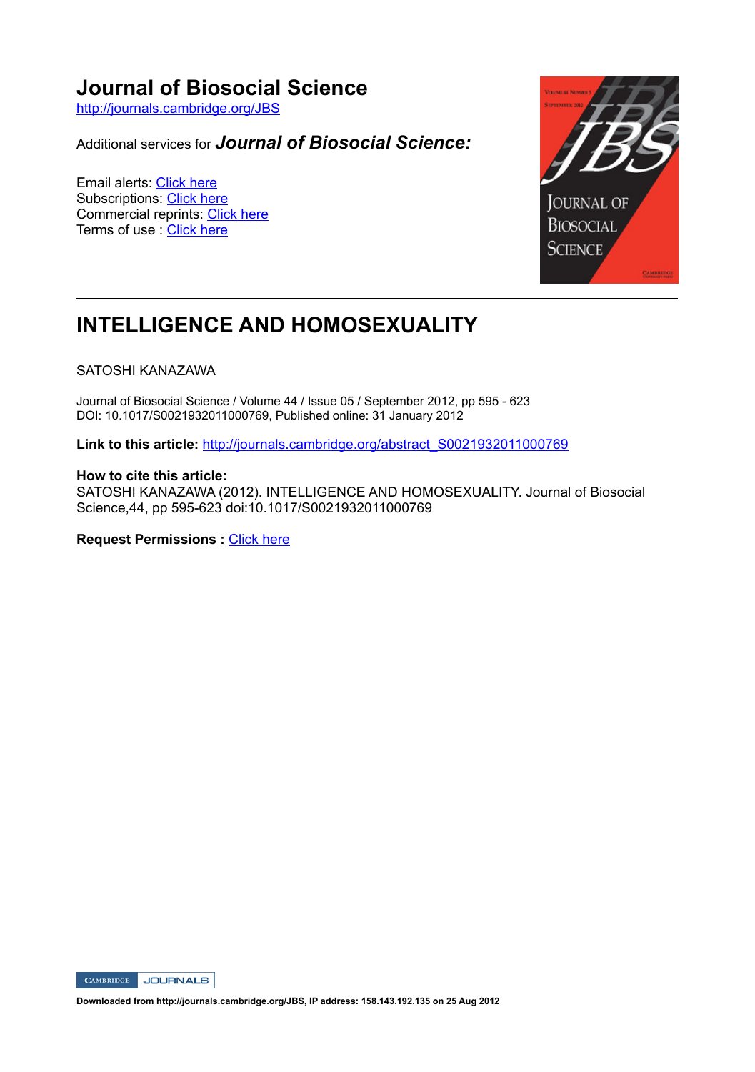# Journal of Biosocial Science

http://journals.cambridge.org/JBS

Additional services for ***Journal of Biosocial Science:***

Email alerts: Click here
Subscriptions: Click here
Commercial reprints: Click here
Terms of use : Click here

---

## INTELLIGENCE AND HOMOSEXUALITY

SATOSHI KANAZAWA

Journal of Biosocial Science / Volume 44 / Issue 05 / September 2012, pp 595 - 623
DOI: 10.1017/S0021932011000769, Published online: 31 January 2012

**Link to this article:** http://journals.cambridge.org/abstract_S0021932011000769

**How to cite this article:**
SATOSHI KANAZAWA (2012). INTELLIGENCE AND HOMOSEXUALITY. Journal of Biosocial Science,44, pp 595-623 doi:10.1017/S0021932011000769

**Request Permissions :** Click here

**Downloaded from http://journals.cambridge.org/JBS, IP address: 158.143.192.135 on 25 Aug 2012**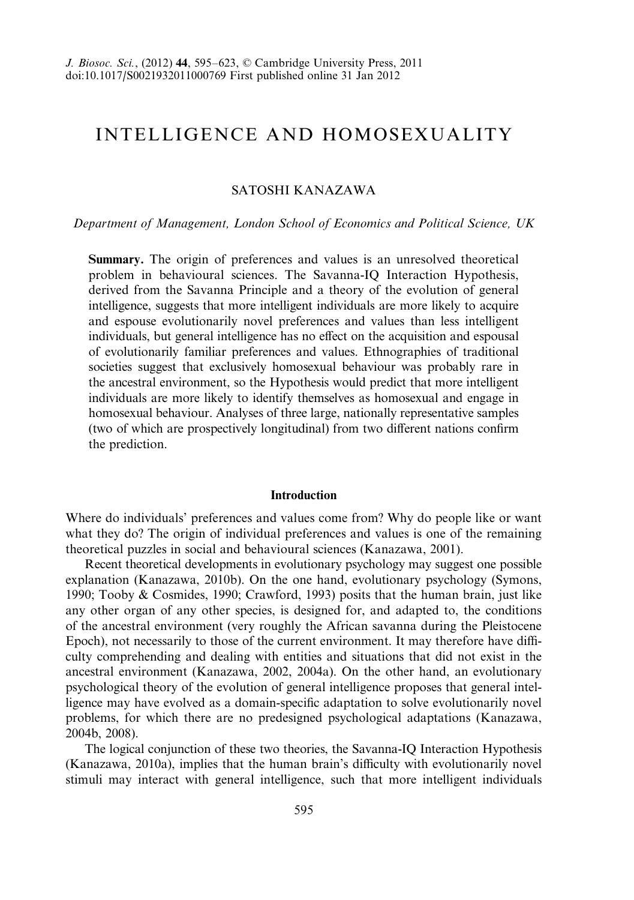# INTELLIGENCE AND HOMOSEXUALITY

SATOSHI KANAZAWA

*Department of Management, London School of Economics and Political Science, UK*

**Summary.** The origin of preferences and values is an unresolved theoretical problem in behavioural sciences. The Savanna-IQ Interaction Hypothesis, derived from the Savanna Principle and a theory of the evolution of general intelligence, suggests that more intelligent individuals are more likely to acquire and espouse evolutionarily novel preferences and values than less intelligent individuals, but general intelligence has no effect on the acquisition and espousal of evolutionarily familiar preferences and values. Ethnographies of traditional societies suggest that exclusively homosexual behaviour was probably rare in the ancestral environment, so the Hypothesis would predict that more intelligent individuals are more likely to identify themselves as homosexual and engage in homosexual behaviour. Analyses of three large, nationally representative samples (two of which are prospectively longitudinal) from two different nations confirm the prediction.

## Introduction

Where do individuals' preferences and values come from? Why do people like or want what they do? The origin of individual preferences and values is one of the remaining theoretical puzzles in social and behavioural sciences (Kanazawa, 2001).

Recent theoretical developments in evolutionary psychology may suggest one possible explanation (Kanazawa, 2010b). On the one hand, evolutionary psychology (Symons, 1990; Tooby & Cosmides, 1990; Crawford, 1993) posits that the human brain, just like any other organ of any other species, is designed for, and adapted to, the conditions of the ancestral environment (very roughly the African savanna during the Pleistocene Epoch), not necessarily to those of the current environment. It may therefore have difficulty comprehending and dealing with entities and situations that did not exist in the ancestral environment (Kanazawa, 2002, 2004a). On the other hand, an evolutionary psychological theory of the evolution of general intelligence proposes that general intelligence may have evolved as a domain-specific adaptation to solve evolutionarily novel problems, for which there are no predesigned psychological adaptations (Kanazawa, 2004b, 2008).

The logical conjunction of these two theories, the Savanna-IQ Interaction Hypothesis (Kanazawa, 2010a), implies that the human brain's difficulty with evolutionarily novel stimuli may interact with general intelligence, such that more intelligent individuals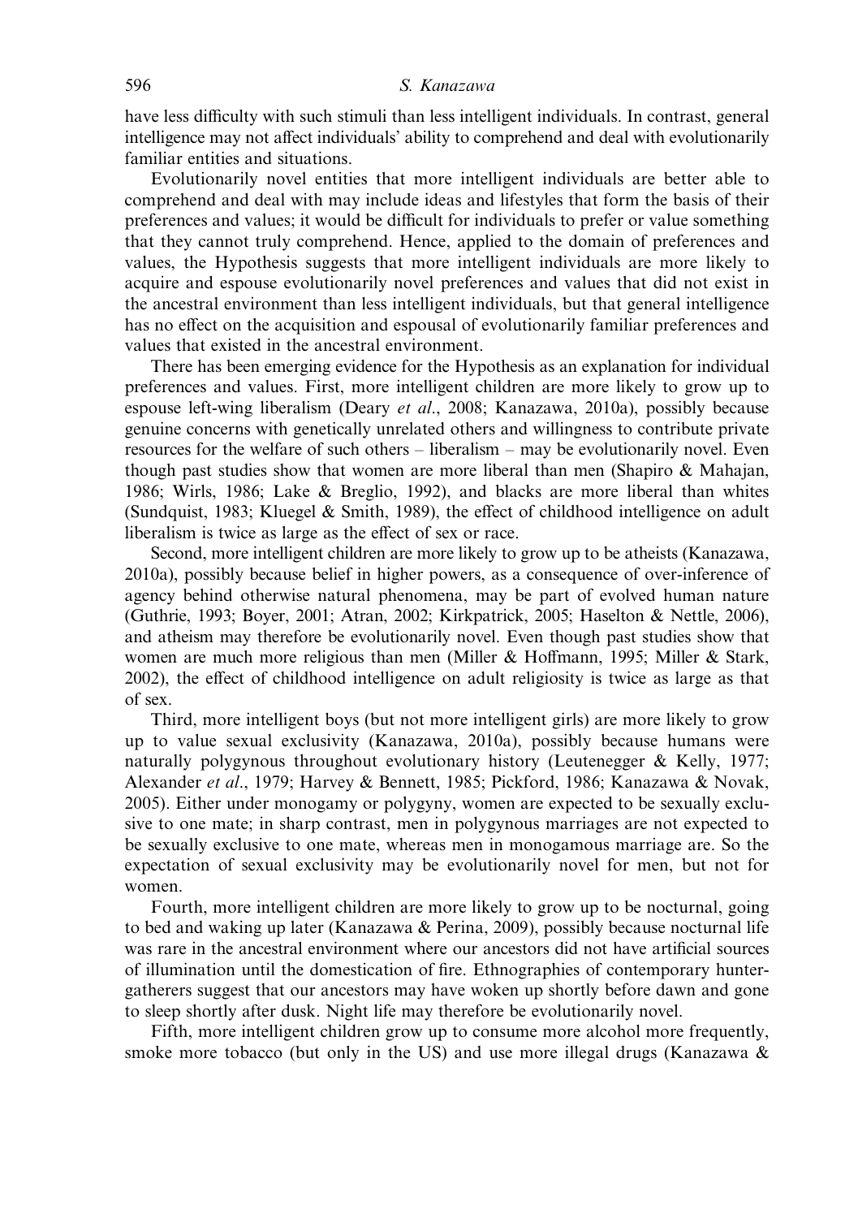have less difficulty with such stimuli than less intelligent individuals. In contrast, general intelligence may not affect individuals' ability to comprehend and deal with evolutionarily familiar entities and situations.

Evolutionarily novel entities that more intelligent individuals are better able to comprehend and deal with may include ideas and lifestyles that form the basis of their preferences and values; it would be difficult for individuals to prefer or value something that they cannot truly comprehend. Hence, applied to the domain of preferences and values, the Hypothesis suggests that more intelligent individuals are more likely to acquire and espouse evolutionarily novel preferences and values that did not exist in the ancestral environment than less intelligent individuals, but that general intelligence has no effect on the acquisition and espousal of evolutionarily familiar preferences and values that existed in the ancestral environment.

There has been emerging evidence for the Hypothesis as an explanation for individual preferences and values. First, more intelligent children are more likely to grow up to espouse left-wing liberalism (Deary *et al*., 2008; Kanazawa, 2010a), possibly because genuine concerns with genetically unrelated others and willingness to contribute private resources for the welfare of such others – liberalism – may be evolutionarily novel. Even though past studies show that women are more liberal than men (Shapiro & Mahajan, 1986; Wirls, 1986; Lake & Breglio, 1992), and blacks are more liberal than whites (Sundquist, 1983; Kluegel & Smith, 1989), the effect of childhood intelligence on adult liberalism is twice as large as the effect of sex or race.

Second, more intelligent children are more likely to grow up to be atheists (Kanazawa, 2010a), possibly because belief in higher powers, as a consequence of over-inference of agency behind otherwise natural phenomena, may be part of evolved human nature (Guthrie, 1993; Boyer, 2001; Atran, 2002; Kirkpatrick, 2005; Haselton & Nettle, 2006), and atheism may therefore be evolutionarily novel. Even though past studies show that women are much more religious than men (Miller & Hoffmann, 1995; Miller & Stark, 2002), the effect of childhood intelligence on adult religiosity is twice as large as that of sex.

Third, more intelligent boys (but not more intelligent girls) are more likely to grow up to value sexual exclusivity (Kanazawa, 2010a), possibly because humans were naturally polygynous throughout evolutionary history (Leutenegger & Kelly, 1977; Alexander *et al*., 1979; Harvey & Bennett, 1985; Pickford, 1986; Kanazawa & Novak, 2005). Either under monogamy or polygyny, women are expected to be sexually exclusive to one mate; in sharp contrast, men in polygynous marriages are not expected to be sexually exclusive to one mate, whereas men in monogamous marriage are. So the expectation of sexual exclusivity may be evolutionarily novel for men, but not for women.

Fourth, more intelligent children are more likely to grow up to be nocturnal, going to bed and waking up later (Kanazawa & Perina, 2009), possibly because nocturnal life was rare in the ancestral environment where our ancestors did not have artificial sources of illumination until the domestication of fire. Ethnographies of contemporary hunter-gatherers suggest that our ancestors may have woken up shortly before dawn and gone to sleep shortly after dusk. Night life may therefore be evolutionarily novel.

Fifth, more intelligent children grow up to consume more alcohol more frequently, smoke more tobacco (but only in the US) and use more illegal drugs (Kanazawa &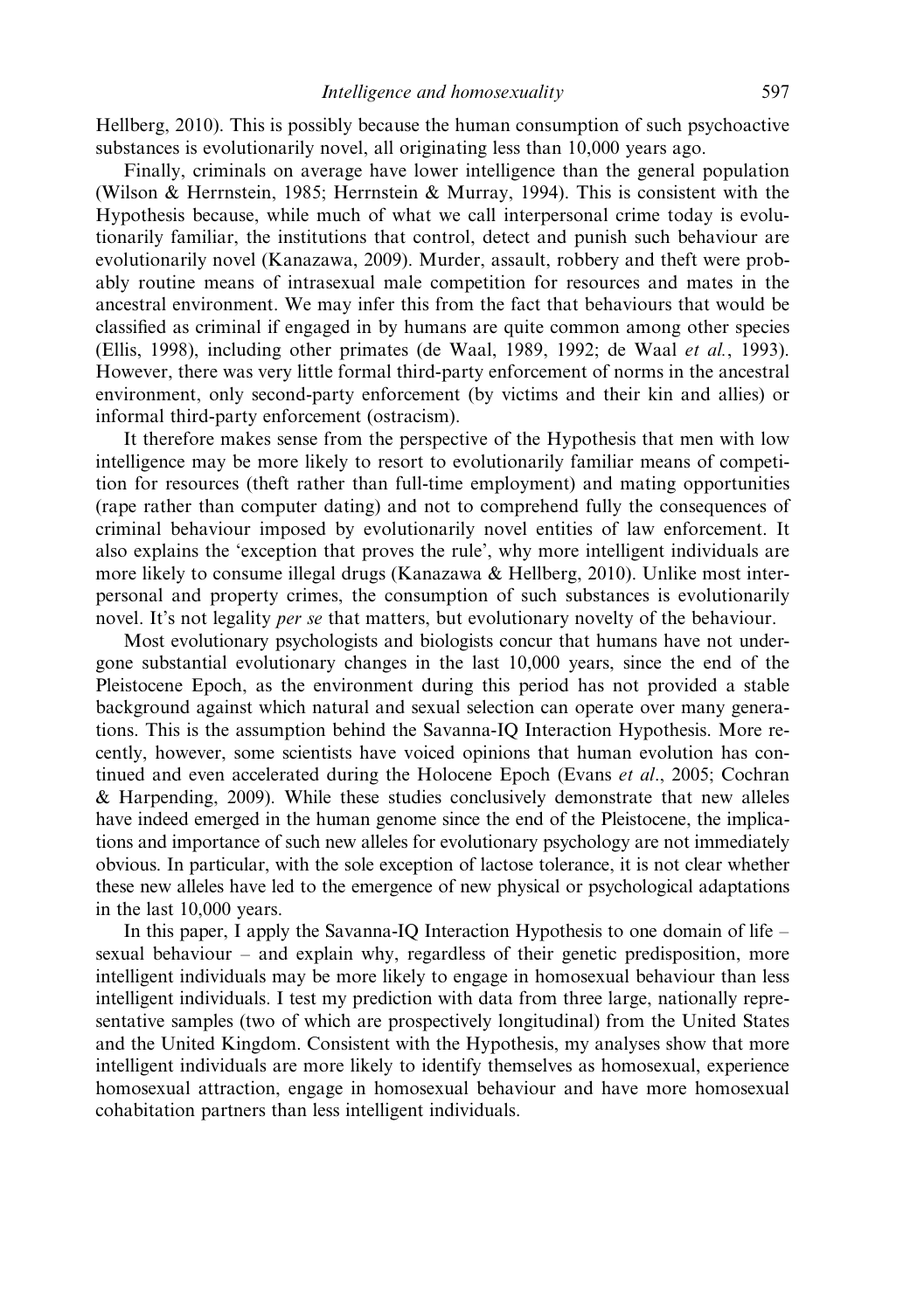Hellberg, 2010). This is possibly because the human consumption of such psychoactive substances is evolutionarily novel, all originating less than 10,000 years ago.

Finally, criminals on average have lower intelligence than the general population (Wilson & Herrnstein, 1985; Herrnstein & Murray, 1994). This is consistent with the Hypothesis because, while much of what we call interpersonal crime today is evolutionarily familiar, the institutions that control, detect and punish such behaviour are evolutionarily novel (Kanazawa, 2009). Murder, assault, robbery and theft were probably routine means of intrasexual male competition for resources and mates in the ancestral environment. We may infer this from the fact that behaviours that would be classified as criminal if engaged in by humans are quite common among other species (Ellis, 1998), including other primates (de Waal, 1989, 1992; de Waal *et al.*, 1993). However, there was very little formal third-party enforcement of norms in the ancestral environment, only second-party enforcement (by victims and their kin and allies) or informal third-party enforcement (ostracism).

It therefore makes sense from the perspective of the Hypothesis that men with low intelligence may be more likely to resort to evolutionarily familiar means of competition for resources (theft rather than full-time employment) and mating opportunities (rape rather than computer dating) and not to comprehend fully the consequences of criminal behaviour imposed by evolutionarily novel entities of law enforcement. It also explains the 'exception that proves the rule', why more intelligent individuals are more likely to consume illegal drugs (Kanazawa & Hellberg, 2010). Unlike most interpersonal and property crimes, the consumption of such substances is evolutionarily novel. It's not legality *per se* that matters, but evolutionary novelty of the behaviour.

Most evolutionary psychologists and biologists concur that humans have not undergone substantial evolutionary changes in the last 10,000 years, since the end of the Pleistocene Epoch, as the environment during this period has not provided a stable background against which natural and sexual selection can operate over many generations. This is the assumption behind the Savanna-IQ Interaction Hypothesis. More recently, however, some scientists have voiced opinions that human evolution has continued and even accelerated during the Holocene Epoch (Evans *et al.*, 2005; Cochran & Harpending, 2009). While these studies conclusively demonstrate that new alleles have indeed emerged in the human genome since the end of the Pleistocene, the implications and importance of such new alleles for evolutionary psychology are not immediately obvious. In particular, with the sole exception of lactose tolerance, it is not clear whether these new alleles have led to the emergence of new physical or psychological adaptations in the last 10,000 years.

In this paper, I apply the Savanna-IQ Interaction Hypothesis to one domain of life – sexual behaviour – and explain why, regardless of their genetic predisposition, more intelligent individuals may be more likely to engage in homosexual behaviour than less intelligent individuals. I test my prediction with data from three large, nationally representative samples (two of which are prospectively longitudinal) from the United States and the United Kingdom. Consistent with the Hypothesis, my analyses show that more intelligent individuals are more likely to identify themselves as homosexual, experience homosexual attraction, engage in homosexual behaviour and have more homosexual cohabitation partners than less intelligent individuals.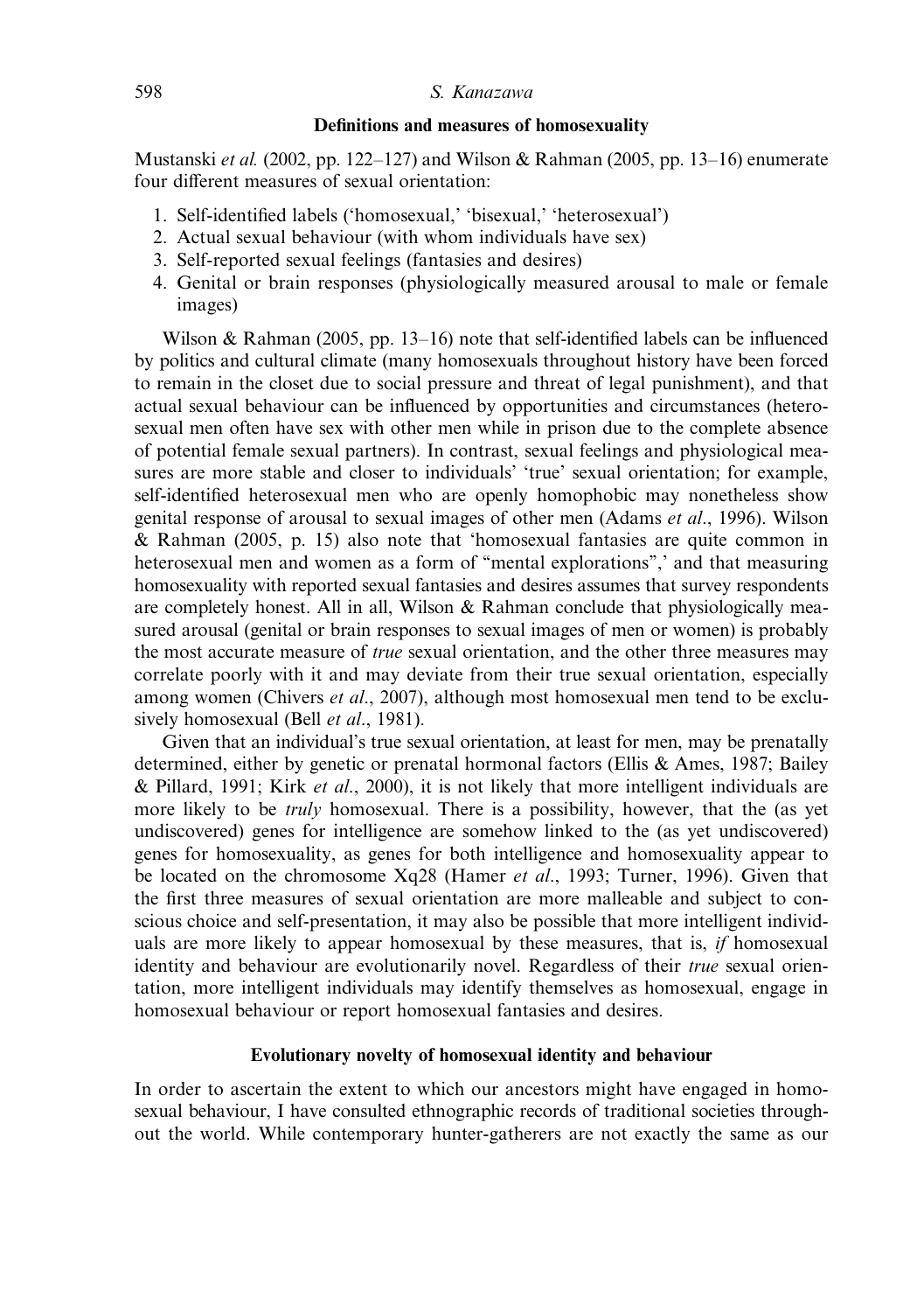## Definitions and measures of homosexuality

Mustanski *et al.* (2002, pp. 122–127) and Wilson & Rahman (2005, pp. 13–16) enumerate four different measures of sexual orientation:

1. Self-identified labels ('homosexual,' 'bisexual,' 'heterosexual')
2. Actual sexual behaviour (with whom individuals have sex)
3. Self-reported sexual feelings (fantasies and desires)
4. Genital or brain responses (physiologically measured arousal to male or female images)

Wilson & Rahman (2005, pp. 13–16) note that self-identified labels can be influenced by politics and cultural climate (many homosexuals throughout history have been forced to remain in the closet due to social pressure and threat of legal punishment), and that actual sexual behaviour can be influenced by opportunities and circumstances (heterosexual men often have sex with other men while in prison due to the complete absence of potential female sexual partners). In contrast, sexual feelings and physiological measures are more stable and closer to individuals' 'true' sexual orientation; for example, self-identified heterosexual men who are openly homophobic may nonetheless show genital response of arousal to sexual images of other men (Adams *et al.*, 1996). Wilson & Rahman (2005, p. 15) also note that 'homosexual fantasies are quite common in heterosexual men and women as a form of "mental explorations",' and that measuring homosexuality with reported sexual fantasies and desires assumes that survey respondents are completely honest. All in all, Wilson & Rahman conclude that physiologically measured arousal (genital or brain responses to sexual images of men or women) is probably the most accurate measure of *true* sexual orientation, and the other three measures may correlate poorly with it and may deviate from their true sexual orientation, especially among women (Chivers *et al.*, 2007), although most homosexual men tend to be exclusively homosexual (Bell *et al.*, 1981).

Given that an individual's true sexual orientation, at least for men, may be prenatally determined, either by genetic or prenatal hormonal factors (Ellis & Ames, 1987; Bailey & Pillard, 1991; Kirk *et al.*, 2000), it is not likely that more intelligent individuals are more likely to be *truly* homosexual. There is a possibility, however, that the (as yet undiscovered) genes for intelligence are somehow linked to the (as yet undiscovered) genes for homosexuality, as genes for both intelligence and homosexuality appear to be located on the chromosome Xq28 (Hamer *et al.*, 1993; Turner, 1996). Given that the first three measures of sexual orientation are more malleable and subject to conscious choice and self-presentation, it may also be possible that more intelligent individuals are more likely to appear homosexual by these measures, that is, *if* homosexual identity and behaviour are evolutionarily novel. Regardless of their *true* sexual orientation, more intelligent individuals may identify themselves as homosexual, engage in homosexual behaviour or report homosexual fantasies and desires.

## Evolutionary novelty of homosexual identity and behaviour

In order to ascertain the extent to which our ancestors might have engaged in homosexual behaviour, I have consulted ethnographic records of traditional societies throughout the world. While contemporary hunter-gatherers are not exactly the same as our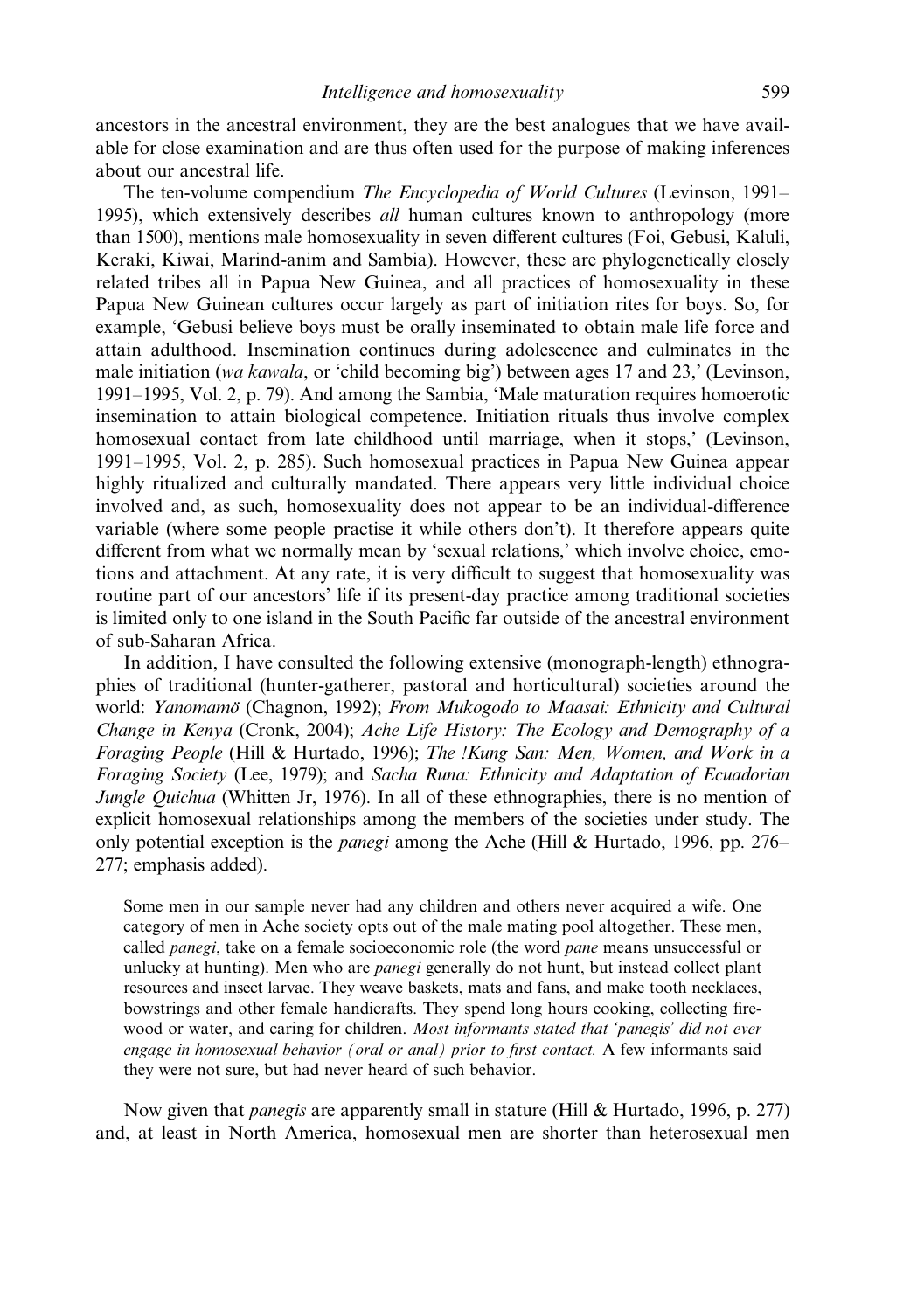ancestors in the ancestral environment, they are the best analogues that we have available for close examination and are thus often used for the purpose of making inferences about our ancestral life.

The ten-volume compendium *The Encyclopedia of World Cultures* (Levinson, 1991–1995), which extensively describes *all* human cultures known to anthropology (more than 1500), mentions male homosexuality in seven different cultures (Foi, Gebusi, Kaluli, Keraki, Kiwai, Marind-anim and Sambia). However, these are phylogenetically closely related tribes all in Papua New Guinea, and all practices of homosexuality in these Papua New Guinean cultures occur largely as part of initiation rites for boys. So, for example, 'Gebusi believe boys must be orally inseminated to obtain male life force and attain adulthood. Insemination continues during adolescence and culminates in the male initiation (*wa kawala*, or 'child becoming big') between ages 17 and 23,' (Levinson, 1991–1995, Vol. 2, p. 79). And among the Sambia, 'Male maturation requires homoerotic insemination to attain biological competence. Initiation rituals thus involve complex homosexual contact from late childhood until marriage, when it stops,' (Levinson, 1991–1995, Vol. 2, p. 285). Such homosexual practices in Papua New Guinea appear highly ritualized and culturally mandated. There appears very little individual choice involved and, as such, homosexuality does not appear to be an individual-difference variable (where some people practise it while others don't). It therefore appears quite different from what we normally mean by 'sexual relations,' which involve choice, emotions and attachment. At any rate, it is very difficult to suggest that homosexuality was routine part of our ancestors' life if its present-day practice among traditional societies is limited only to one island in the South Pacific far outside of the ancestral environment of sub-Saharan Africa.

In addition, I have consulted the following extensive (monograph-length) ethnographies of traditional (hunter-gatherer, pastoral and horticultural) societies around the world: *Yanomamö* (Chagnon, 1992); *From Mukogodo to Maasai: Ethnicity and Cultural Change in Kenya* (Cronk, 2004); *Ache Life History: The Ecology and Demography of a Foraging People* (Hill & Hurtado, 1996); *The !Kung San: Men, Women, and Work in a Foraging Society* (Lee, 1979); and *Sacha Runa: Ethnicity and Adaptation of Ecuadorian Jungle Quichua* (Whitten Jr, 1976). In all of these ethnographies, there is no mention of explicit homosexual relationships among the members of the societies under study. The only potential exception is the *panegi* among the Ache (Hill & Hurtado, 1996, pp. 276–277; emphasis added).

> Some men in our sample never had any children and others never acquired a wife. One category of men in Ache society opts out of the male mating pool altogether. These men, called *panegi*, take on a female socioeconomic role (the word *pane* means unsuccessful or unlucky at hunting). Men who are *panegi* generally do not hunt, but instead collect plant resources and insect larvae. They weave baskets, mats and fans, and make tooth necklaces, bowstrings and other female handicrafts. They spend long hours cooking, collecting firewood or water, and caring for children. *Most informants stated that 'panegis' did not ever engage in homosexual behavior (oral or anal) prior to first contact.* A few informants said they were not sure, but had never heard of such behavior.

Now given that *panegis* are apparently small in stature (Hill & Hurtado, 1996, p. 277) and, at least in North America, homosexual men are shorter than heterosexual men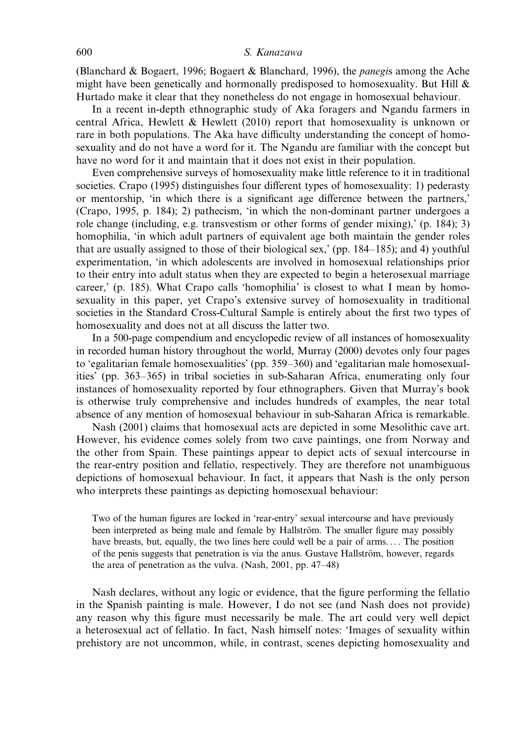(Blanchard & Bogaert, 1996; Bogaert & Blanchard, 1996), the *panegi*s among the Ache might have been genetically and hormonally predisposed to homosexuality. But Hill & Hurtado make it clear that they nonetheless do not engage in homosexual behaviour.

In a recent in-depth ethnographic study of Aka foragers and Ngandu farmers in central Africa, Hewlett & Hewlett (2010) report that homosexuality is unknown or rare in both populations. The Aka have difficulty understanding the concept of homosexuality and do not have a word for it. The Ngandu are familiar with the concept but have no word for it and maintain that it does not exist in their population.

Even comprehensive surveys of homosexuality make little reference to it in traditional societies. Crapo (1995) distinguishes four different types of homosexuality: 1) pederasty or mentorship, 'in which there is a significant age difference between the partners,' (Crapo, 1995, p. 184); 2) pathecism, 'in which the non-dominant partner undergoes a role change (including, e.g. transvestism or other forms of gender mixing),' (p. 184); 3) homophilia, 'in which adult partners of equivalent age both maintain the gender roles that are usually assigned to those of their biological sex,' (pp. 184–185); and 4) youthful experimentation, 'in which adolescents are involved in homosexual relationships prior to their entry into adult status when they are expected to begin a heterosexual marriage career,' (p. 185). What Crapo calls 'homophilia' is closest to what I mean by homosexuality in this paper, yet Crapo's extensive survey of homosexuality in traditional societies in the Standard Cross-Cultural Sample is entirely about the first two types of homosexuality and does not at all discuss the latter two.

In a 500-page compendium and encyclopedic review of all instances of homosexuality in recorded human history throughout the world, Murray (2000) devotes only four pages to 'egalitarian female homosexualities' (pp. 359–360) and 'egalitarian male homosexualities' (pp. 363–365) in tribal societies in sub-Saharan Africa, enumerating only four instances of homosexuality reported by four ethnographers. Given that Murray's book is otherwise truly comprehensive and includes hundreds of examples, the near total absence of any mention of homosexual behaviour in sub-Saharan Africa is remarkable.

Nash (2001) claims that homosexual acts are depicted in some Mesolithic cave art. However, his evidence comes solely from two cave paintings, one from Norway and the other from Spain. These paintings appear to depict acts of sexual intercourse in the rear-entry position and fellatio, respectively. They are therefore not unambiguous depictions of homosexual behaviour. In fact, it appears that Nash is the only person who interprets these paintings as depicting homosexual behaviour:

> Two of the human figures are locked in 'rear-entry' sexual intercourse and have previously been interpreted as being male and female by Hallström. The smaller figure may possibly have breasts, but, equally, the two lines here could well be a pair of arms.... The position of the penis suggests that penetration is via the anus. Gustave Hallström, however, regards the area of penetration as the vulva. (Nash, 2001, pp. 47–48)

Nash declares, without any logic or evidence, that the figure performing the fellatio in the Spanish painting is male. However, I do not see (and Nash does not provide) any reason why this figure must necessarily be male. The art could very well depict a heterosexual act of fellatio. In fact, Nash himself notes: 'Images of sexuality within prehistory are not uncommon, while, in contrast, scenes depicting homosexuality and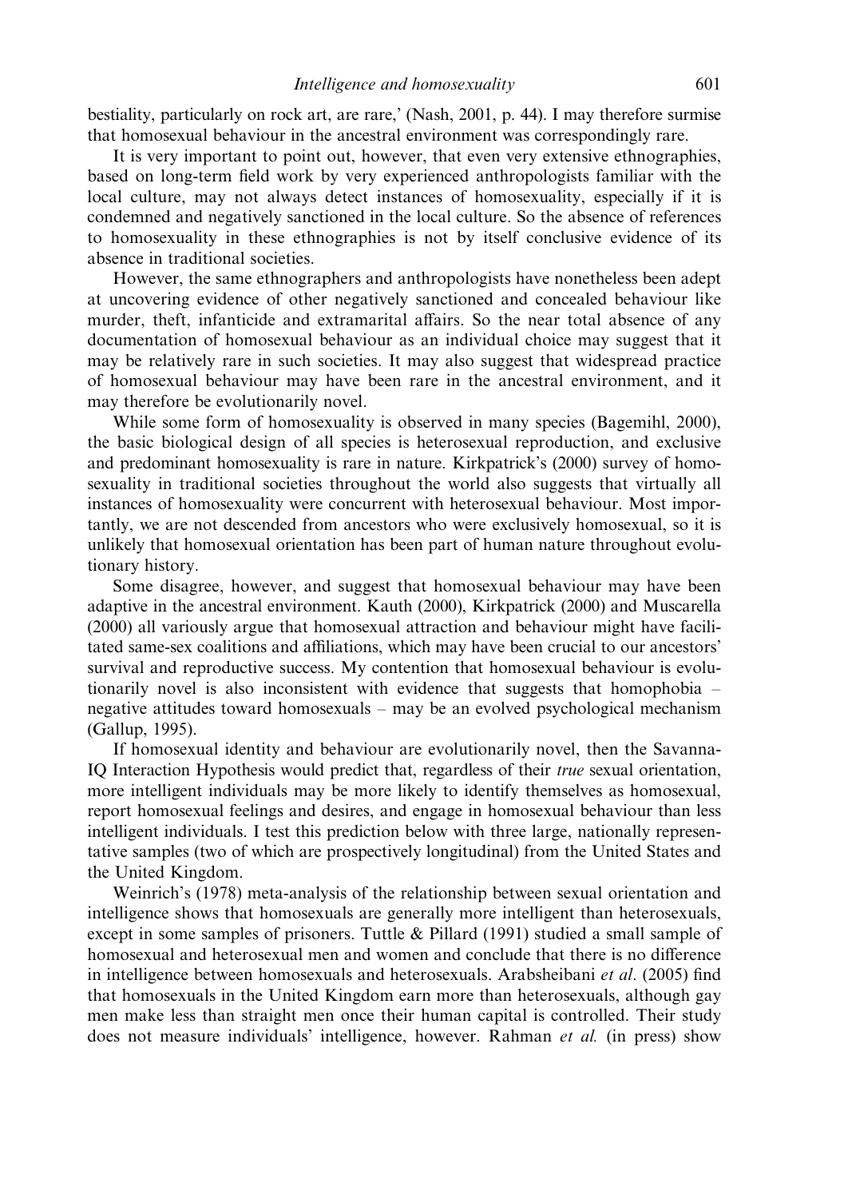bestiality, particularly on rock art, are rare,' (Nash, 2001, p. 44). I may therefore surmise that homosexual behaviour in the ancestral environment was correspondingly rare.

It is very important to point out, however, that even very extensive ethnographies, based on long-term field work by very experienced anthropologists familiar with the local culture, may not always detect instances of homosexuality, especially if it is condemned and negatively sanctioned in the local culture. So the absence of references to homosexuality in these ethnographies is not by itself conclusive evidence of its absence in traditional societies.

However, the same ethnographers and anthropologists have nonetheless been adept at uncovering evidence of other negatively sanctioned and concealed behaviour like murder, theft, infanticide and extramarital affairs. So the near total absence of any documentation of homosexual behaviour as an individual choice may suggest that it may be relatively rare in such societies. It may also suggest that widespread practice of homosexual behaviour may have been rare in the ancestral environment, and it may therefore be evolutionarily novel.

While some form of homosexuality is observed in many species (Bagemihl, 2000), the basic biological design of all species is heterosexual reproduction, and exclusive and predominant homosexuality is rare in nature. Kirkpatrick's (2000) survey of homosexuality in traditional societies throughout the world also suggests that virtually all instances of homosexuality were concurrent with heterosexual behaviour. Most importantly, we are not descended from ancestors who were exclusively homosexual, so it is unlikely that homosexual orientation has been part of human nature throughout evolutionary history.

Some disagree, however, and suggest that homosexual behaviour may have been adaptive in the ancestral environment. Kauth (2000), Kirkpatrick (2000) and Muscarella (2000) all variously argue that homosexual attraction and behaviour might have facilitated same-sex coalitions and affiliations, which may have been crucial to our ancestors' survival and reproductive success. My contention that homosexual behaviour is evolutionarily novel is also inconsistent with evidence that suggests that homophobia – negative attitudes toward homosexuals – may be an evolved psychological mechanism (Gallup, 1995).

If homosexual identity and behaviour are evolutionarily novel, then the Savanna-IQ Interaction Hypothesis would predict that, regardless of their *true* sexual orientation, more intelligent individuals may be more likely to identify themselves as homosexual, report homosexual feelings and desires, and engage in homosexual behaviour than less intelligent individuals. I test this prediction below with three large, nationally representative samples (two of which are prospectively longitudinal) from the United States and the United Kingdom.

Weinrich's (1978) meta-analysis of the relationship between sexual orientation and intelligence shows that homosexuals are generally more intelligent than heterosexuals, except in some samples of prisoners. Tuttle & Pillard (1991) studied a small sample of homosexual and heterosexual men and women and conclude that there is no difference in intelligence between homosexuals and heterosexuals. Arabsheibani *et al*. (2005) find that homosexuals in the United Kingdom earn more than heterosexuals, although gay men make less than straight men once their human capital is controlled. Their study does not measure individuals' intelligence, however. Rahman *et al.* (in press) show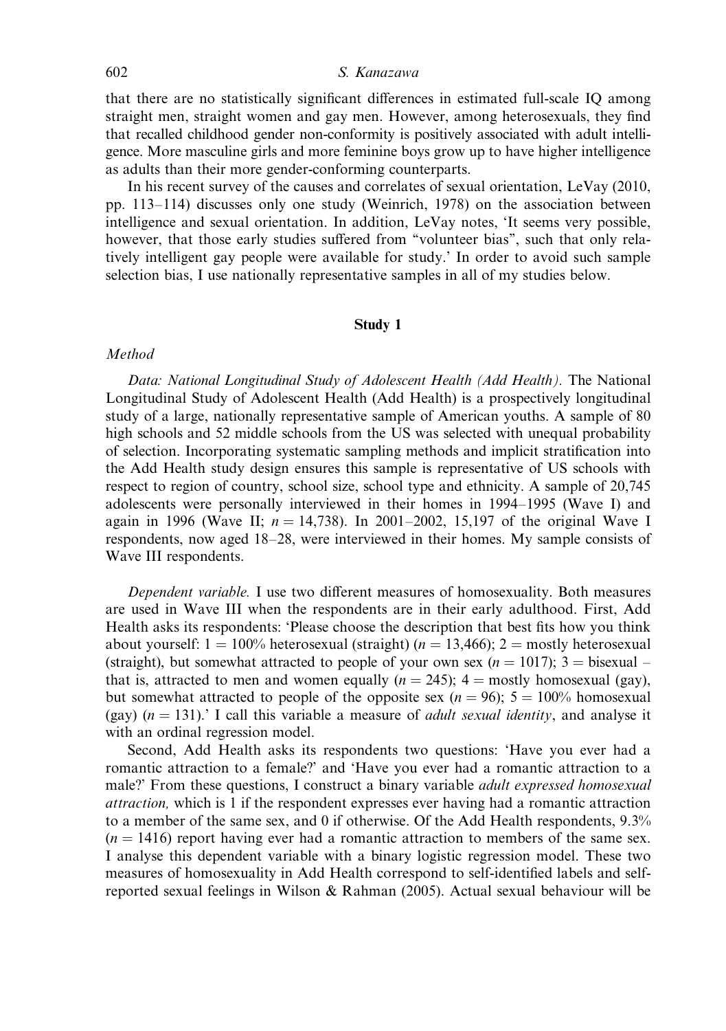that there are no statistically significant differences in estimated full-scale IQ among straight men, straight women and gay men. However, among heterosexuals, they find that recalled childhood gender non-conformity is positively associated with adult intelligence. More masculine girls and more feminine boys grow up to have higher intelligence as adults than their more gender-conforming counterparts.

In his recent survey of the causes and correlates of sexual orientation, LeVay (2010, pp. 113–114) discusses only one study (Weinrich, 1978) on the association between intelligence and sexual orientation. In addition, LeVay notes, 'It seems very possible, however, that those early studies suffered from "volunteer bias", such that only relatively intelligent gay people were available for study.' In order to avoid such sample selection bias, I use nationally representative samples in all of my studies below.

## Study 1

### *Method*

*Data: National Longitudinal Study of Adolescent Health (Add Health).* The National Longitudinal Study of Adolescent Health (Add Health) is a prospectively longitudinal study of a large, nationally representative sample of American youths. A sample of 80 high schools and 52 middle schools from the US was selected with unequal probability of selection. Incorporating systematic sampling methods and implicit stratification into the Add Health study design ensures this sample is representative of US schools with respect to region of country, school size, school type and ethnicity. A sample of 20,745 adolescents were personally interviewed in their homes in 1994–1995 (Wave I) and again in 1996 (Wave II; $n = 14{,}738$). In 2001–2002, 15,197 of the original Wave I respondents, now aged 18–28, were interviewed in their homes. My sample consists of Wave III respondents.

*Dependent variable.* I use two different measures of homosexuality. Both measures are used in Wave III when the respondents are in their early adulthood. First, Add Health asks its respondents: 'Please choose the description that best fits how you think about yourself: 1 = 100% heterosexual (straight) ($n = 13{,}466$); 2 = mostly heterosexual (straight), but somewhat attracted to people of your own sex ($n = 1017$); 3 = bisexual – that is, attracted to men and women equally ($n = 245$); 4 = mostly homosexual (gay), but somewhat attracted to people of the opposite sex ($n = 96$); 5 = 100% homosexual (gay) ($n = 131$).' I call this variable a measure of *adult sexual identity*, and analyse it with an ordinal regression model.

Second, Add Health asks its respondents two questions: 'Have you ever had a romantic attraction to a female?' and 'Have you ever had a romantic attraction to a male?' From these questions, I construct a binary variable *adult expressed homosexual attraction,* which is 1 if the respondent expresses ever having had a romantic attraction to a member of the same sex, and 0 if otherwise. Of the Add Health respondents, 9.3% ($n = 1416$) report having ever had a romantic attraction to members of the same sex. I analyse this dependent variable with a binary logistic regression model. These two measures of homosexuality in Add Health correspond to self-identified labels and self-reported sexual feelings in Wilson & Rahman (2005). Actual sexual behaviour will be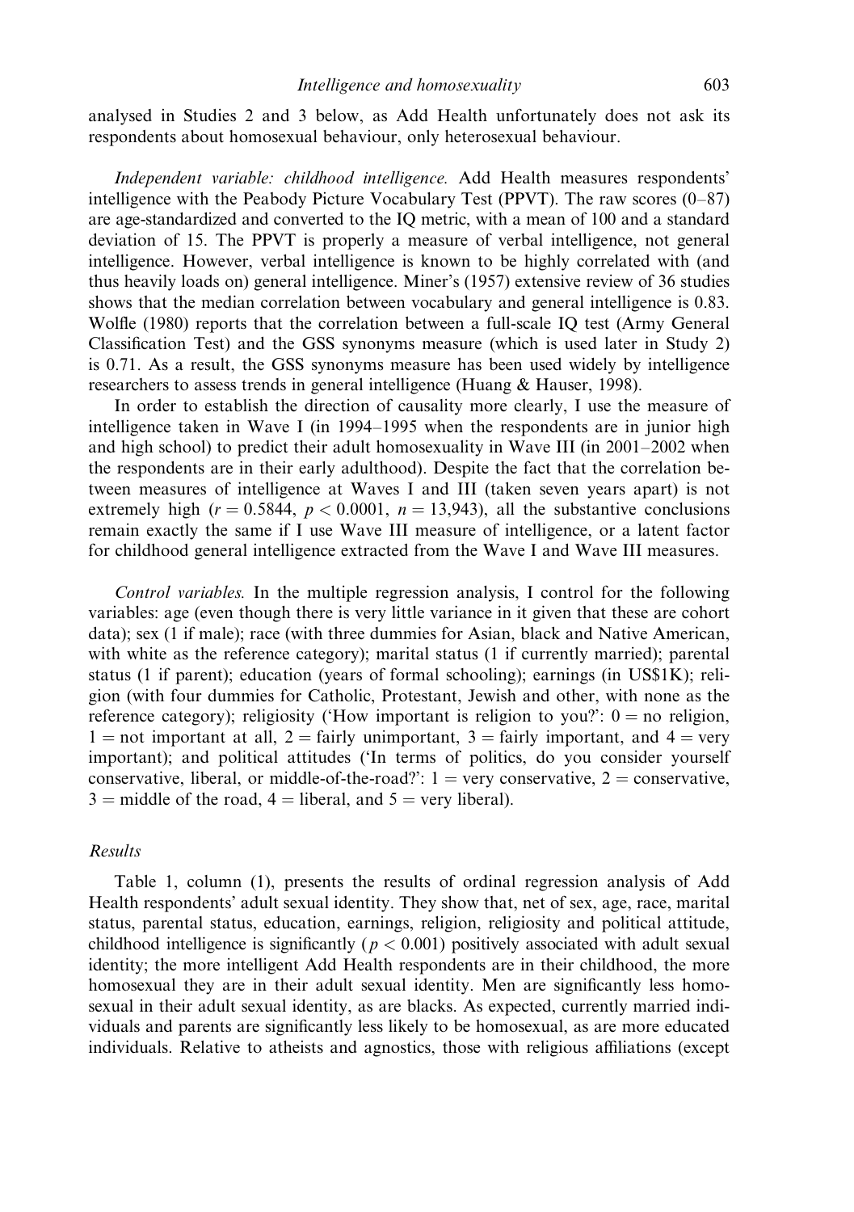analysed in Studies 2 and 3 below, as Add Health unfortunately does not ask its respondents about homosexual behaviour, only heterosexual behaviour.

*Independent variable: childhood intelligence.* Add Health measures respondents' intelligence with the Peabody Picture Vocabulary Test (PPVT). The raw scores (0–87) are age-standardized and converted to the IQ metric, with a mean of 100 and a standard deviation of 15. The PPVT is properly a measure of verbal intelligence, not general intelligence. However, verbal intelligence is known to be highly correlated with (and thus heavily loads on) general intelligence. Miner's (1957) extensive review of 36 studies shows that the median correlation between vocabulary and general intelligence is 0.83. Wolfle (1980) reports that the correlation between a full-scale IQ test (Army General Classification Test) and the GSS synonyms measure (which is used later in Study 2) is 0.71. As a result, the GSS synonyms measure has been used widely by intelligence researchers to assess trends in general intelligence (Huang & Hauser, 1998).

In order to establish the direction of causality more clearly, I use the measure of intelligence taken in Wave I (in 1994–1995 when the respondents are in junior high and high school) to predict their adult homosexuality in Wave III (in 2001–2002 when the respondents are in their early adulthood). Despite the fact that the correlation between measures of intelligence at Waves I and III (taken seven years apart) is not extremely high ($r = 0.5844$, $p < 0.0001$, $n = 13{,}943$), all the substantive conclusions remain exactly the same if I use Wave III measure of intelligence, or a latent factor for childhood general intelligence extracted from the Wave I and Wave III measures.

*Control variables.* In the multiple regression analysis, I control for the following variables: age (even though there is very little variance in it given that these are cohort data); sex (1 if male); race (with three dummies for Asian, black and Native American, with white as the reference category); marital status (1 if currently married); parental status (1 if parent); education (years of formal schooling); earnings (in US$1K); religion (with four dummies for Catholic, Protestant, Jewish and other, with none as the reference category); religiosity ('How important is religion to you?': 0 = no religion, 1 = not important at all, 2 = fairly unimportant, 3 = fairly important, and 4 = very important); and political attitudes ('In terms of politics, do you consider yourself conservative, liberal, or middle-of-the-road?': 1 = very conservative, 2 = conservative, 3 = middle of the road, 4 = liberal, and 5 = very liberal).

### *Results*

Table 1, column (1), presents the results of ordinal regression analysis of Add Health respondents' adult sexual identity. They show that, net of sex, age, race, marital status, parental status, education, earnings, religion, religiosity and political attitude, childhood intelligence is significantly ($p < 0.001$) positively associated with adult sexual identity; the more intelligent Add Health respondents are in their childhood, the more homosexual they are in their adult sexual identity. Men are significantly less homosexual in their adult sexual identity, as are blacks. As expected, currently married individuals and parents are significantly less likely to be homosexual, as are more educated individuals. Relative to atheists and agnostics, those with religious affiliations (except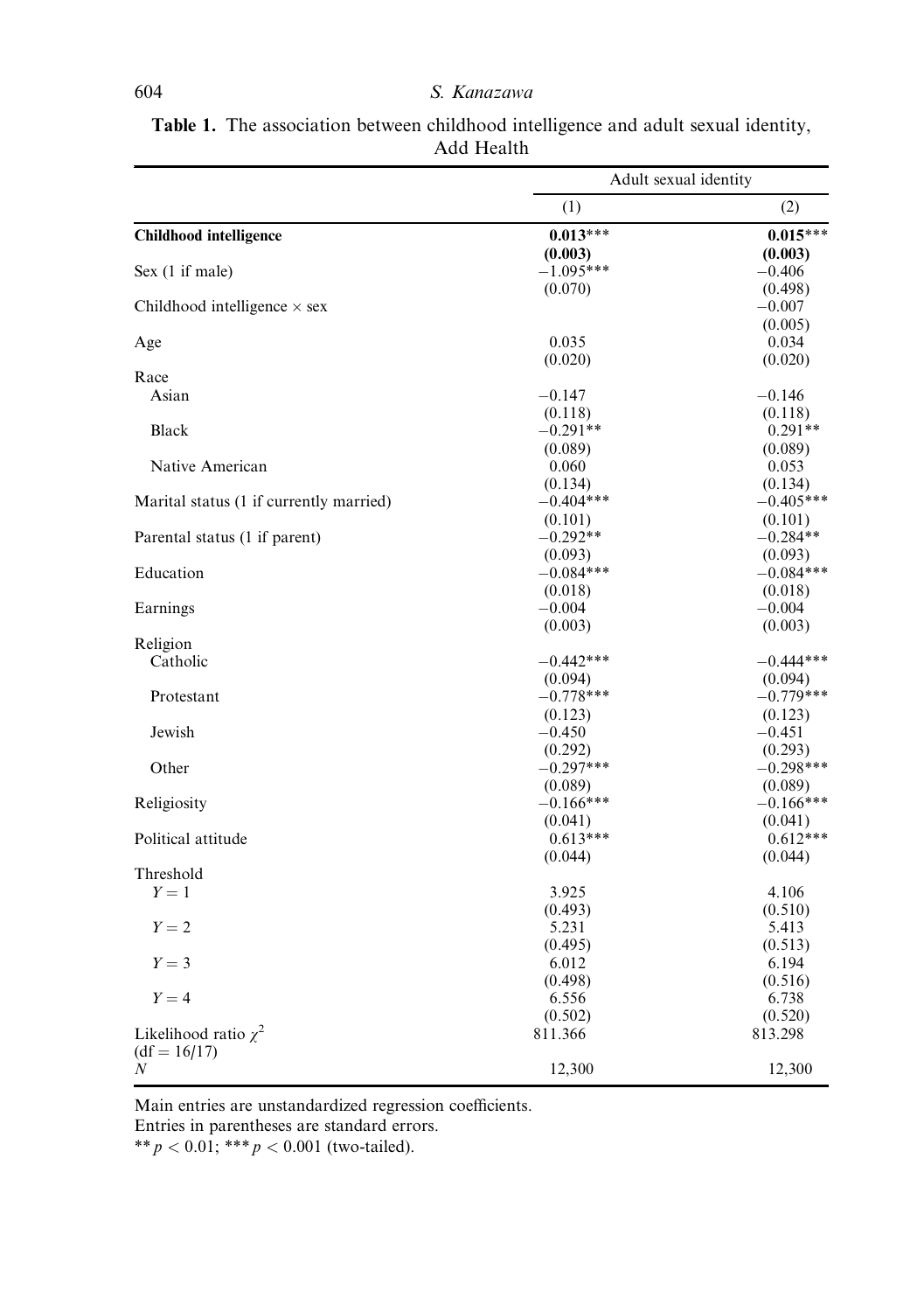**Table 1.** The association between childhood intelligence and adult sexual identity, Add Health

| | Adult sexual identity | |
|---|---|---|
| | (1) | (2) |
| **Childhood intelligence** | **0.013*****<br>**(0.003)** | **0.015*****<br>**(0.003)** |
| Sex (1 if male) | −1.095***<br>(0.070) | −0.406<br>(0.498) |
| Childhood intelligence × sex | | −0.007<br>(0.005) |
| Age | 0.035<br>(0.020) | 0.034<br>(0.020) |
| Race | | |
| Asian | −0.147<br>(0.118) | −0.146<br>(0.118) |
| Black | −0.291**<br>(0.089) | 0.291**<br>(0.089) |
| Native American | 0.060<br>(0.134) | 0.053<br>(0.134) |
| Marital status (1 if currently married) | −0.404***<br>(0.101) | −0.405***<br>(0.101) |
| Parental status (1 if parent) | −0.292**<br>(0.093) | −0.284**<br>(0.093) |
| Education | −0.084***<br>(0.018) | −0.084***<br>(0.018) |
| Earnings | −0.004<br>(0.003) | −0.004<br>(0.003) |
| Religion | | |
| Catholic | −0.442***<br>(0.094) | −0.444***<br>(0.094) |
| Protestant | −0.778***<br>(0.123) | −0.779***<br>(0.123) |
| Jewish | −0.450<br>(0.292) | −0.451<br>(0.293) |
| Other | −0.297***<br>(0.089) | −0.298***<br>(0.089) |
| Religiosity | −0.166***<br>(0.041) | −0.166***<br>(0.041) |
| Political attitude | 0.613***<br>(0.044) | 0.612***<br>(0.044) |
| Threshold | | |
| $Y = 1$ | 3.925<br>(0.493) | 4.106<br>(0.510) |
| $Y = 2$ | 5.231<br>(0.495) | 5.413<br>(0.513) |
| $Y = 3$ | 6.012<br>(0.498) | 6.194<br>(0.516) |
| $Y = 4$ | 6.556<br>(0.502) | 6.738<br>(0.520) |
| Likelihood ratio $\chi^2$<br>(df = 16/17) | 811.366 | 813.298 |
| $N$ | 12,300 | 12,300 |

Main entries are unstandardized regression coefficients.
Entries in parentheses are standard errors.
** $p < 0.01$; *** $p < 0.001$ (two-tailed).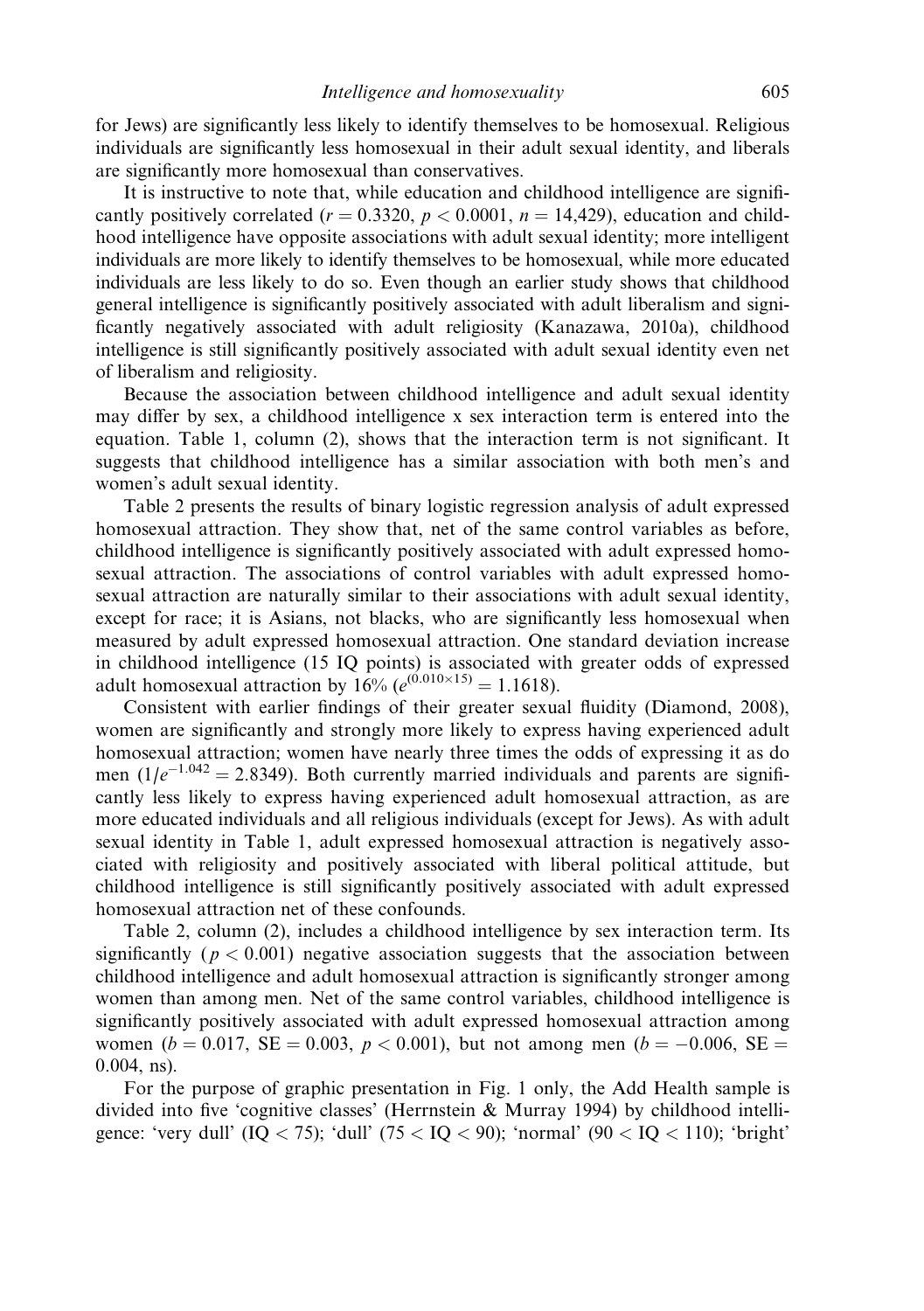for Jews) are significantly less likely to identify themselves to be homosexual. Religious individuals are significantly less homosexual in their adult sexual identity, and liberals are significantly more homosexual than conservatives.

It is instructive to note that, while education and childhood intelligence are significantly positively correlated ($r = 0.3320$, $p < 0.0001$, $n = 14{,}429$), education and childhood intelligence have opposite associations with adult sexual identity; more intelligent individuals are more likely to identify themselves to be homosexual, while more educated individuals are less likely to do so. Even though an earlier study shows that childhood general intelligence is significantly positively associated with adult liberalism and significantly negatively associated with adult religiosity (Kanazawa, 2010a), childhood intelligence is still significantly positively associated with adult sexual identity even net of liberalism and religiosity.

Because the association between childhood intelligence and adult sexual identity may differ by sex, a childhood intelligence x sex interaction term is entered into the equation. Table 1, column (2), shows that the interaction term is not significant. It suggests that childhood intelligence has a similar association with both men's and women's adult sexual identity.

Table 2 presents the results of binary logistic regression analysis of adult expressed homosexual attraction. They show that, net of the same control variables as before, childhood intelligence is significantly positively associated with adult expressed homosexual attraction. The associations of control variables with adult expressed homosexual attraction are naturally similar to their associations with adult sexual identity, except for race; it is Asians, not blacks, who are significantly less homosexual when measured by adult expressed homosexual attraction. One standard deviation increase in childhood intelligence (15 IQ points) is associated with greater odds of expressed adult homosexual attraction by 16% ($e^{(0.010 \times 15)} = 1.1618$).

Consistent with earlier findings of their greater sexual fluidity (Diamond, 2008), women are significantly and strongly more likely to express having experienced adult homosexual attraction; women have nearly three times the odds of expressing it as do men ($1/e^{-1.042} = 2.8349$). Both currently married individuals and parents are significantly less likely to express having experienced adult homosexual attraction, as are more educated individuals and all religious individuals (except for Jews). As with adult sexual identity in Table 1, adult expressed homosexual attraction is negatively associated with religiosity and positively associated with liberal political attitude, but childhood intelligence is still significantly positively associated with adult expressed homosexual attraction net of these confounds.

Table 2, column (2), includes a childhood intelligence by sex interaction term. Its significantly ($p < 0.001$) negative association suggests that the association between childhood intelligence and adult homosexual attraction is significantly stronger among women than among men. Net of the same control variables, childhood intelligence is significantly positively associated with adult expressed homosexual attraction among women ($b = 0.017$, $\mathrm{SE} = 0.003$, $p < 0.001$), but not among men ($b = -0.006$, $\mathrm{SE} = 0.004$, ns).

For the purpose of graphic presentation in Fig. 1 only, the Add Health sample is divided into five 'cognitive classes' (Herrnstein & Murray 1994) by childhood intelligence: 'very dull' ($\mathrm{IQ} < 75$); 'dull' ($75 < \mathrm{IQ} < 90$); 'normal' ($90 < \mathrm{IQ} < 110$); 'bright'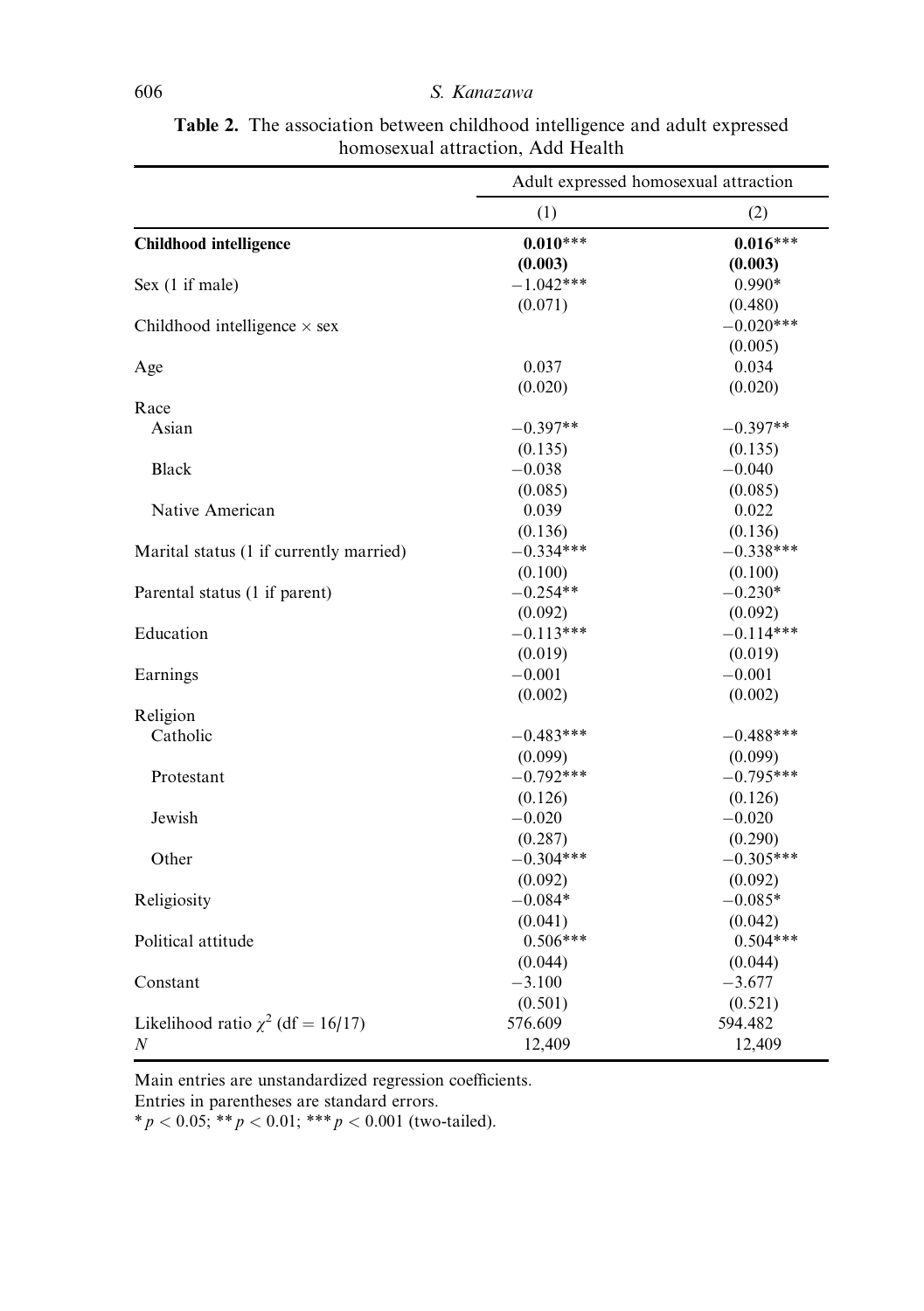**Table 2.** The association between childhood intelligence and adult expressed homosexual attraction, Add Health

| | Adult expressed homosexual attraction | |
|---|---|---|
| | (1) | (2) |
| **Childhood intelligence** | **0.010*****<br>**(0.003)** | **0.016*****<br>**(0.003)** |
| Sex (1 if male) | −1.042***<br>(0.071) | 0.990*<br>(0.480) |
| Childhood intelligence × sex | | −0.020***<br>(0.005) |
| Age | 0.037<br>(0.020) | 0.034<br>(0.020) |
| Race | | |
| Asian | −0.397**<br>(0.135) | −0.397**<br>(0.135) |
| Black | −0.038<br>(0.085) | −0.040<br>(0.085) |
| Native American | 0.039<br>(0.136) | 0.022<br>(0.136) |
| Marital status (1 if currently married) | −0.334***<br>(0.100) | −0.338***<br>(0.100) |
| Parental status (1 if parent) | −0.254**<br>(0.092) | −0.230*<br>(0.092) |
| Education | −0.113***<br>(0.019) | −0.114***<br>(0.019) |
| Earnings | −0.001<br>(0.002) | −0.001<br>(0.002) |
| Religion | | |
| Catholic | −0.483***<br>(0.099) | −0.488***<br>(0.099) |
| Protestant | −0.792***<br>(0.126) | −0.795***<br>(0.126) |
| Jewish | −0.020<br>(0.287) | −0.020<br>(0.290) |
| Other | −0.304***<br>(0.092) | −0.305***<br>(0.092) |
| Religiosity | −0.084*<br>(0.041) | −0.085*<br>(0.042) |
| Political attitude | 0.506***<br>(0.044) | 0.504***<br>(0.044) |
| Constant | −3.100<br>(0.501) | −3.677<br>(0.521) |
| Likelihood ratio $\chi^2$ (df = 16/17) | 576.609 | 594.482 |
| $N$ | 12,409 | 12,409 |

Main entries are unstandardized regression coefficients.
Entries in parentheses are standard errors.
* $p < 0.05$; ** $p < 0.01$; *** $p < 0.001$ (two-tailed).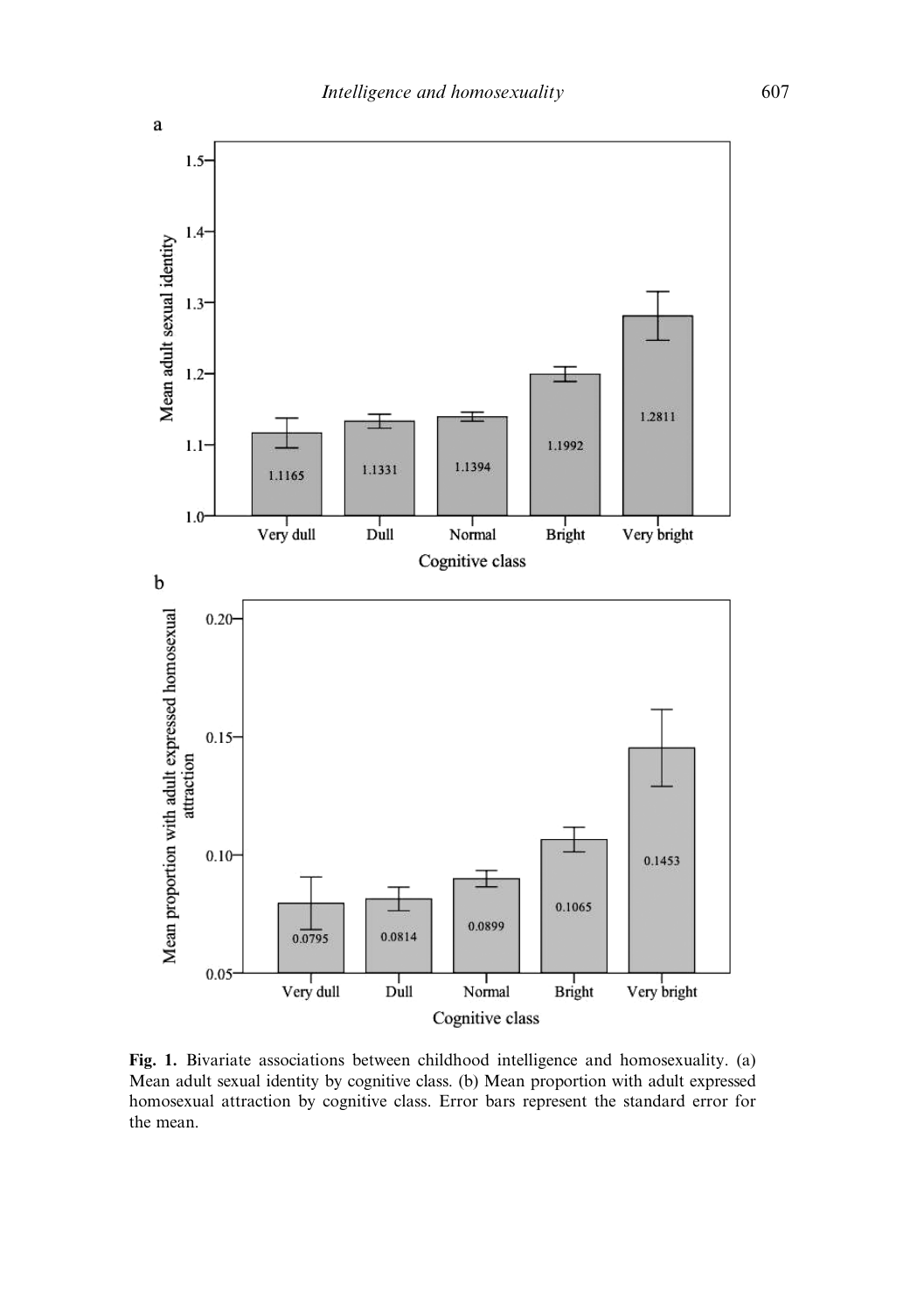Fig. 1. Bivariate associations between childhood intelligence and homosexuality. (a) Mean adult sexual identity by cognitive class. (b) Mean proportion with adult expressed homosexual attraction by cognitive class. Error bars represent the standard error for the mean.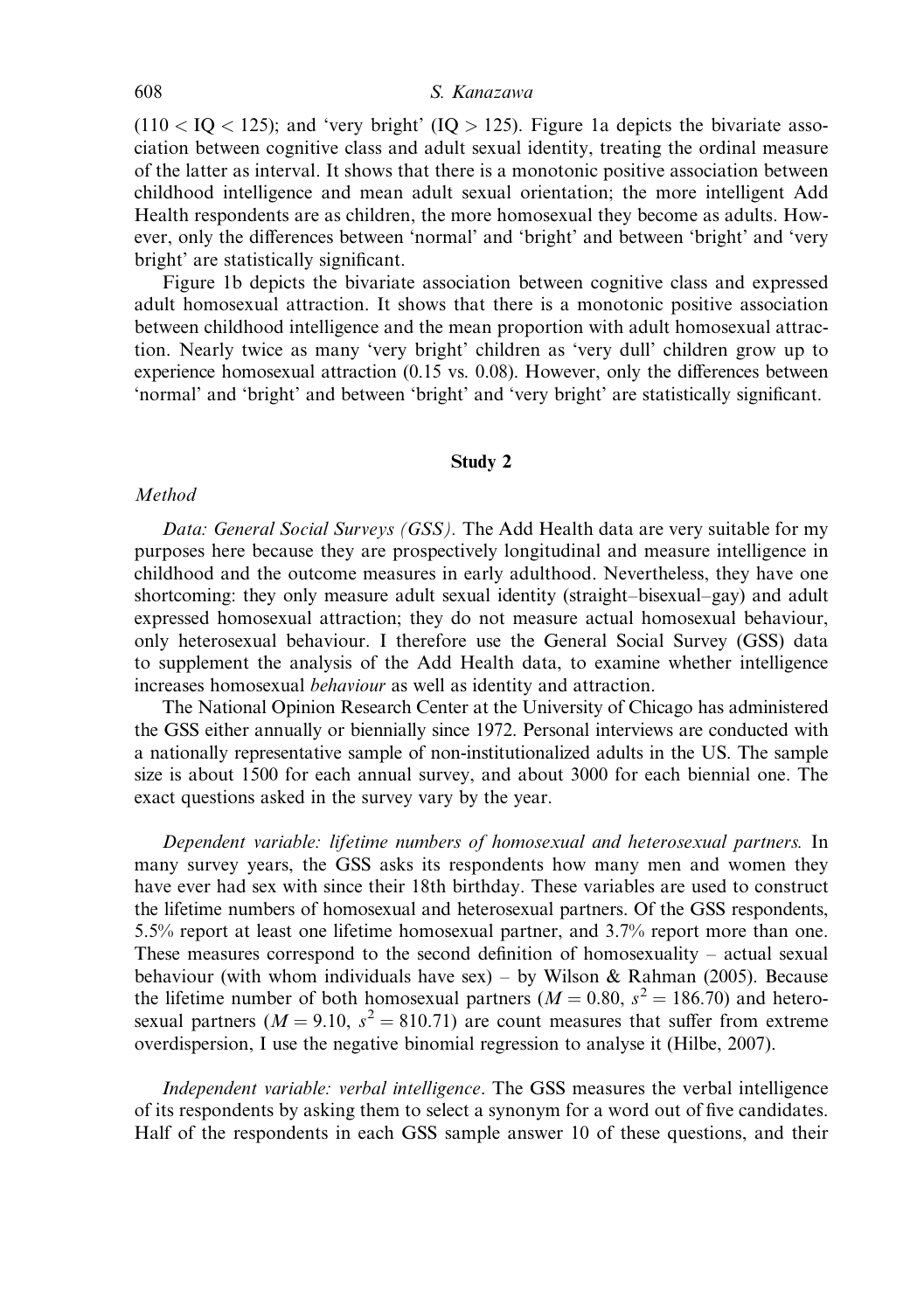(110 < IQ < 125); and 'very bright' (IQ > 125). Figure 1a depicts the bivariate association between cognitive class and adult sexual identity, treating the ordinal measure of the latter as interval. It shows that there is a monotonic positive association between childhood intelligence and mean adult sexual orientation; the more intelligent Add Health respondents are as children, the more homosexual they become as adults. However, only the differences between 'normal' and 'bright' and between 'bright' and 'very bright' are statistically significant.

Figure 1b depicts the bivariate association between cognitive class and expressed adult homosexual attraction. It shows that there is a monotonic positive association between childhood intelligence and the mean proportion with adult homosexual attraction. Nearly twice as many 'very bright' children as 'very dull' children grow up to experience homosexual attraction (0.15 vs. 0.08). However, only the differences between 'normal' and 'bright' and between 'bright' and 'very bright' are statistically significant.

## Study 2

### *Method*

*Data: General Social Surveys (GSS).* The Add Health data are very suitable for my purposes here because they are prospectively longitudinal and measure intelligence in childhood and the outcome measures in early adulthood. Nevertheless, they have one shortcoming: they only measure adult sexual identity (straight–bisexual–gay) and adult expressed homosexual attraction; they do not measure actual homosexual behaviour, only heterosexual behaviour. I therefore use the General Social Survey (GSS) data to supplement the analysis of the Add Health data, to examine whether intelligence increases homosexual *behaviour* as well as identity and attraction.

The National Opinion Research Center at the University of Chicago has administered the GSS either annually or biennially since 1972. Personal interviews are conducted with a nationally representative sample of non-institutionalized adults in the US. The sample size is about 1500 for each annual survey, and about 3000 for each biennial one. The exact questions asked in the survey vary by the year.

*Dependent variable: lifetime numbers of homosexual and heterosexual partners.* In many survey years, the GSS asks its respondents how many men and women they have ever had sex with since their 18th birthday. These variables are used to construct the lifetime numbers of homosexual and heterosexual partners. Of the GSS respondents, 5.5% report at least one lifetime homosexual partner, and 3.7% report more than one. These measures correspond to the second definition of homosexuality – actual sexual behaviour (with whom individuals have sex) – by Wilson & Rahman (2005). Because the lifetime number of both homosexual partners ($M = 0.80$, $s^2 = 186.70$) and heterosexual partners ($M = 9.10$, $s^2 = 810.71$) are count measures that suffer from extreme overdispersion, I use the negative binomial regression to analyse it (Hilbe, 2007).

*Independent variable: verbal intelligence.* The GSS measures the verbal intelligence of its respondents by asking them to select a synonym for a word out of five candidates. Half of the respondents in each GSS sample answer 10 of these questions, and their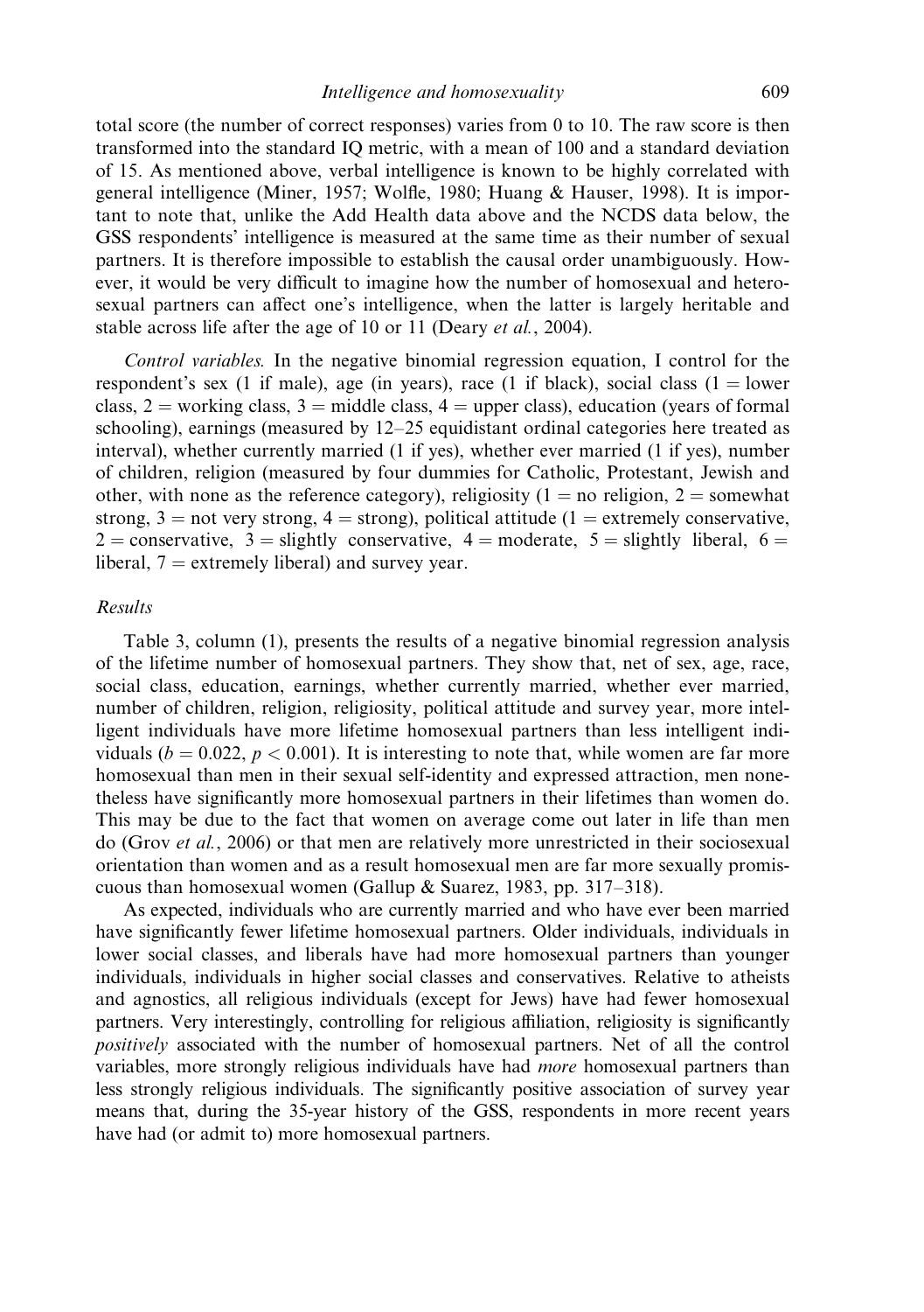total score (the number of correct responses) varies from 0 to 10. The raw score is then transformed into the standard IQ metric, with a mean of 100 and a standard deviation of 15. As mentioned above, verbal intelligence is known to be highly correlated with general intelligence (Miner, 1957; Wolfle, 1980; Huang & Hauser, 1998). It is important to note that, unlike the Add Health data above and the NCDS data below, the GSS respondents' intelligence is measured at the same time as their number of sexual partners. It is therefore impossible to establish the causal order unambiguously. However, it would be very difficult to imagine how the number of homosexual and heterosexual partners can affect one's intelligence, when the latter is largely heritable and stable across life after the age of 10 or 11 (Deary *et al.*, 2004).

*Control variables.* In the negative binomial regression equation, I control for the respondent's sex (1 if male), age (in years), race (1 if black), social class (1 = lower class, 2 = working class, 3 = middle class, 4 = upper class), education (years of formal schooling), earnings (measured by 12–25 equidistant ordinal categories here treated as interval), whether currently married (1 if yes), whether ever married (1 if yes), number of children, religion (measured by four dummies for Catholic, Protestant, Jewish and other, with none as the reference category), religiosity (1 = no religion, 2 = somewhat strong, 3 = not very strong, 4 = strong), political attitude (1 = extremely conservative, 2 = conservative, 3 = slightly conservative, 4 = moderate, 5 = slightly liberal, 6 = liberal, 7 = extremely liberal) and survey year.

### *Results*

Table 3, column (1), presents the results of a negative binomial regression analysis of the lifetime number of homosexual partners. They show that, net of sex, age, race, social class, education, earnings, whether currently married, whether ever married, number of children, religion, religiosity, political attitude and survey year, more intelligent individuals have more lifetime homosexual partners than less intelligent individuals ($b = 0.022$, $p < 0.001$). It is interesting to note that, while women are far more homosexual than men in their sexual self-identity and expressed attraction, men nonetheless have significantly more homosexual partners in their lifetimes than women do. This may be due to the fact that women on average come out later in life than men do (Grov *et al.*, 2006) or that men are relatively more unrestricted in their sociosexual orientation than women and as a result homosexual men are far more sexually promiscuous than homosexual women (Gallup & Suarez, 1983, pp. 317–318).

As expected, individuals who are currently married and who have ever been married have significantly fewer lifetime homosexual partners. Older individuals, individuals in lower social classes, and liberals have had more homosexual partners than younger individuals, individuals in higher social classes and conservatives. Relative to atheists and agnostics, all religious individuals (except for Jews) have had fewer homosexual partners. Very interestingly, controlling for religious affiliation, religiosity is significantly *positively* associated with the number of homosexual partners. Net of all the control variables, more strongly religious individuals have had *more* homosexual partners than less strongly religious individuals. The significantly positive association of survey year means that, during the 35-year history of the GSS, respondents in more recent years have had (or admit to) more homosexual partners.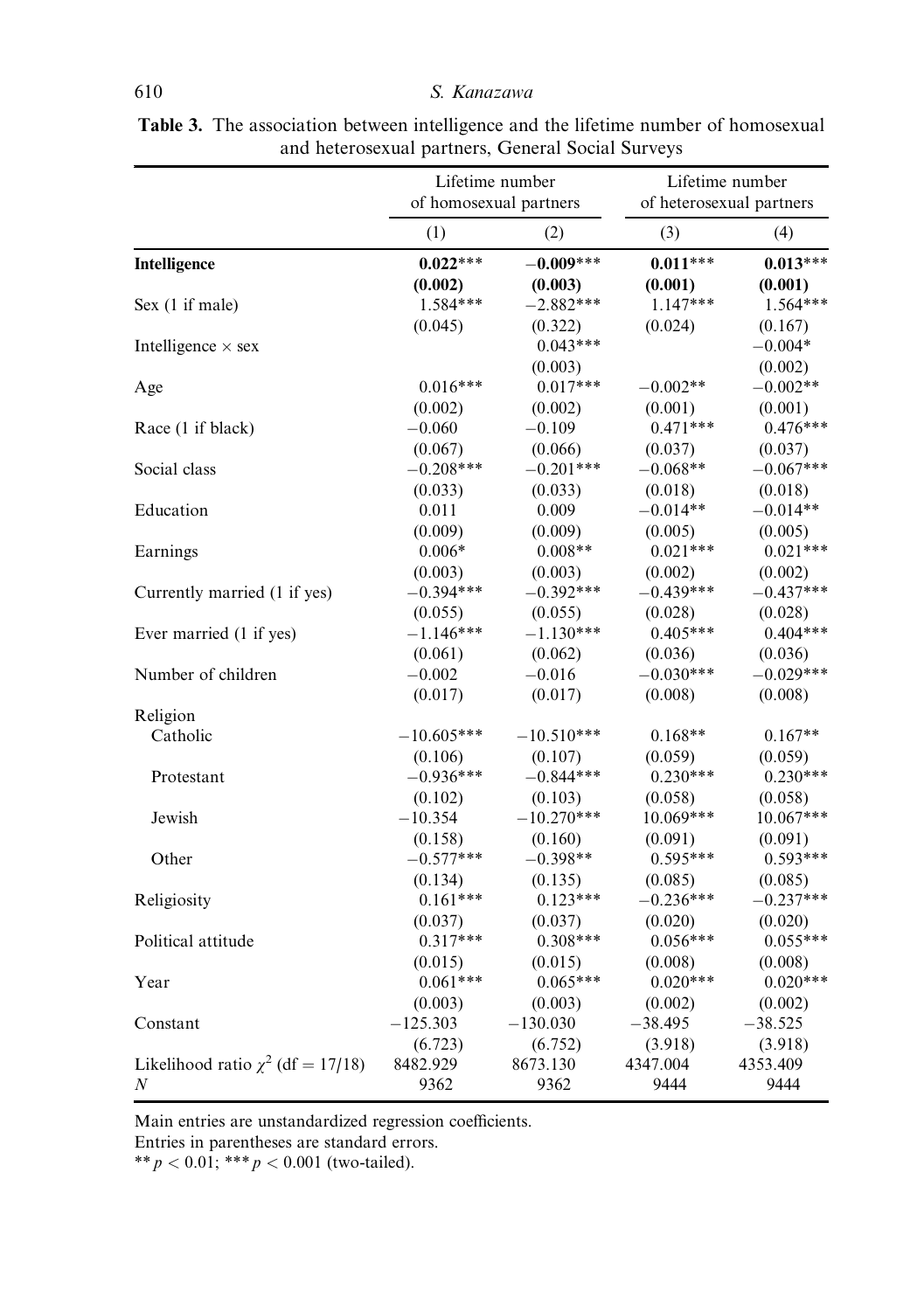**Table 3.** The association between intelligence and the lifetime number of homosexual and heterosexual partners, General Social Surveys

| | Lifetime number of homosexual partners | | Lifetime number of heterosexual partners | |
|---|---|---|---|---|
| | (1) | (2) | (3) | (4) |
| **Intelligence** | **0.022**\*\*\* | **−0.009**\*\*\* | **0.011**\*\*\* | **0.013**\*\*\* |
| | **(0.002)** | **(0.003)** | **(0.001)** | **(0.001)** |
| Sex (1 if male) | 1.584\*\*\* | −2.882\*\*\* | 1.147\*\*\* | 1.564\*\*\* |
| | (0.045) | (0.322) | (0.024) | (0.167) |
| Intelligence × sex | | 0.043\*\*\* | | −0.004\* |
| | | (0.003) | | (0.002) |
| Age | 0.016\*\*\* | 0.017\*\*\* | −0.002\*\* | −0.002\*\* |
| | (0.002) | (0.002) | (0.001) | (0.001) |
| Race (1 if black) | −0.060 | −0.109 | 0.471\*\*\* | 0.476\*\*\* |
| | (0.067) | (0.066) | (0.037) | (0.037) |
| Social class | −0.208\*\*\* | −0.201\*\*\* | −0.068\*\* | −0.067\*\*\* |
| | (0.033) | (0.033) | (0.018) | (0.018) |
| Education | 0.011 | 0.009 | −0.014\*\* | −0.014\*\* |
| | (0.009) | (0.009) | (0.005) | (0.005) |
| Earnings | 0.006\* | 0.008\*\* | 0.021\*\*\* | 0.021\*\*\* |
| | (0.003) | (0.003) | (0.002) | (0.002) |
| Currently married (1 if yes) | −0.394\*\*\* | −0.392\*\*\* | −0.439\*\*\* | −0.437\*\*\* |
| | (0.055) | (0.055) | (0.028) | (0.028) |
| Ever married (1 if yes) | −1.146\*\*\* | −1.130\*\*\* | 0.405\*\*\* | 0.404\*\*\* |
| | (0.061) | (0.062) | (0.036) | (0.036) |
| Number of children | −0.002 | −0.016 | −0.030\*\*\* | −0.029\*\*\* |
| | (0.017) | (0.017) | (0.008) | (0.008) |
| Religion | | | | |
| Catholic | −10.605\*\*\* | −10.510\*\*\* | 0.168\*\* | 0.167\*\* |
| | (0.106) | (0.107) | (0.059) | (0.059) |
| Protestant | −0.936\*\*\* | −0.844\*\*\* | 0.230\*\*\* | 0.230\*\*\* |
| | (0.102) | (0.103) | (0.058) | (0.058) |
| Jewish | −10.354 | −10.270\*\*\* | 10.069\*\*\* | 10.067\*\*\* |
| | (0.158) | (0.160) | (0.091) | (0.091) |
| Other | −0.577\*\*\* | −0.398\*\* | 0.595\*\*\* | 0.593\*\*\* |
| | (0.134) | (0.135) | (0.085) | (0.085) |
| Religiosity | 0.161\*\*\* | 0.123\*\*\* | −0.236\*\*\* | −0.237\*\*\* |
| | (0.037) | (0.037) | (0.020) | (0.020) |
| Political attitude | 0.317\*\*\* | 0.308\*\*\* | 0.056\*\*\* | 0.055\*\*\* |
| | (0.015) | (0.015) | (0.008) | (0.008) |
| Year | 0.061\*\*\* | 0.065\*\*\* | 0.020\*\*\* | 0.020\*\*\* |
| | (0.003) | (0.003) | (0.002) | (0.002) |
| Constant | −125.303 | −130.030 | −38.495 | −38.525 |
| | (6.723) | (6.752) | (3.918) | (3.918) |
| Likelihood ratio $\chi^2$ (df = 17/18) | 8482.929 | 8673.130 | 4347.004 | 4353.409 |
| $N$ | 9362 | 9362 | 9444 | 9444 |

Main entries are unstandardized regression coefficients.
Entries in parentheses are standard errors.
\*\* $p < 0.01$; \*\*\* $p < 0.001$ (two-tailed).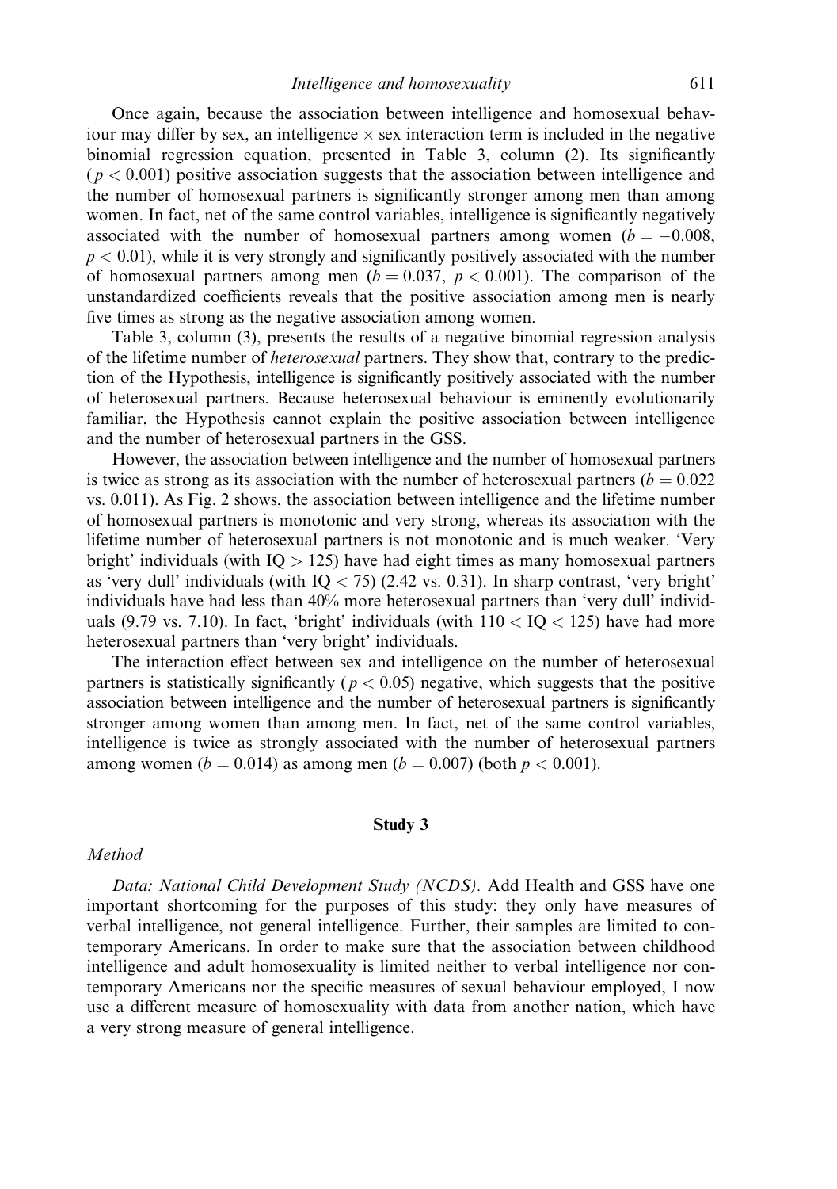Once again, because the association between intelligence and homosexual behaviour may differ by sex, an intelligence × sex interaction term is included in the negative binomial regression equation, presented in Table 3, column (2). Its significantly ($p < 0.001$) positive association suggests that the association between intelligence and the number of homosexual partners is significantly stronger among men than among women. In fact, net of the same control variables, intelligence is significantly negatively associated with the number of homosexual partners among women ($b = -0.008$, $p < 0.01$), while it is very strongly and significantly positively associated with the number of homosexual partners among men ($b = 0.037$, $p < 0.001$). The comparison of the unstandardized coefficients reveals that the positive association among men is nearly five times as strong as the negative association among women.

Table 3, column (3), presents the results of a negative binomial regression analysis of the lifetime number of *heterosexual* partners. They show that, contrary to the prediction of the Hypothesis, intelligence is significantly positively associated with the number of heterosexual partners. Because heterosexual behaviour is eminently evolutionarily familiar, the Hypothesis cannot explain the positive association between intelligence and the number of heterosexual partners in the GSS.

However, the association between intelligence and the number of homosexual partners is twice as strong as its association with the number of heterosexual partners ($b = 0.022$ vs. 0.011). As Fig. 2 shows, the association between intelligence and the lifetime number of homosexual partners is monotonic and very strong, whereas its association with the lifetime number of heterosexual partners is not monotonic and is much weaker. 'Very bright' individuals (with $\text{IQ} > 125$) have had eight times as many homosexual partners as 'very dull' individuals (with $\text{IQ} < 75$) (2.42 vs. 0.31). In sharp contrast, 'very bright' individuals have had less than 40% more heterosexual partners than 'very dull' individuals (9.79 vs. 7.10). In fact, 'bright' individuals (with $110 < \text{IQ} < 125$) have had more heterosexual partners than 'very bright' individuals.

The interaction effect between sex and intelligence on the number of heterosexual partners is statistically significantly ($p < 0.05$) negative, which suggests that the positive association between intelligence and the number of heterosexual partners is significantly stronger among women than among men. In fact, net of the same control variables, intelligence is twice as strongly associated with the number of heterosexual partners among women ($b = 0.014$) as among men ($b = 0.007$) (both $p < 0.001$).

## Study 3

### *Method*

*Data: National Child Development Study (NCDS).* Add Health and GSS have one important shortcoming for the purposes of this study: they only have measures of verbal intelligence, not general intelligence. Further, their samples are limited to contemporary Americans. In order to make sure that the association between childhood intelligence and adult homosexuality is limited neither to verbal intelligence nor contemporary Americans nor the specific measures of sexual behaviour employed, I now use a different measure of homosexuality with data from another nation, which have a very strong measure of general intelligence.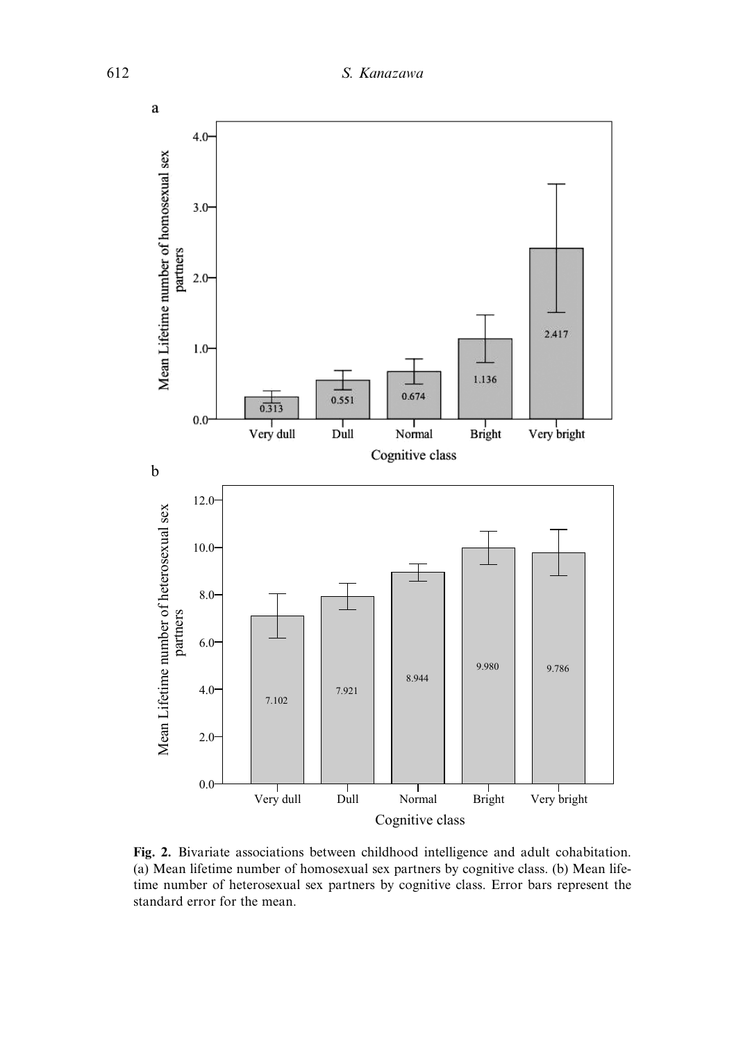Fig. 2. Bivariate associations between childhood intelligence and adult cohabitation. (a) Mean lifetime number of homosexual sex partners by cognitive class. (b) Mean lifetime number of heterosexual sex partners by cognitive class. Error bars represent the standard error for the mean.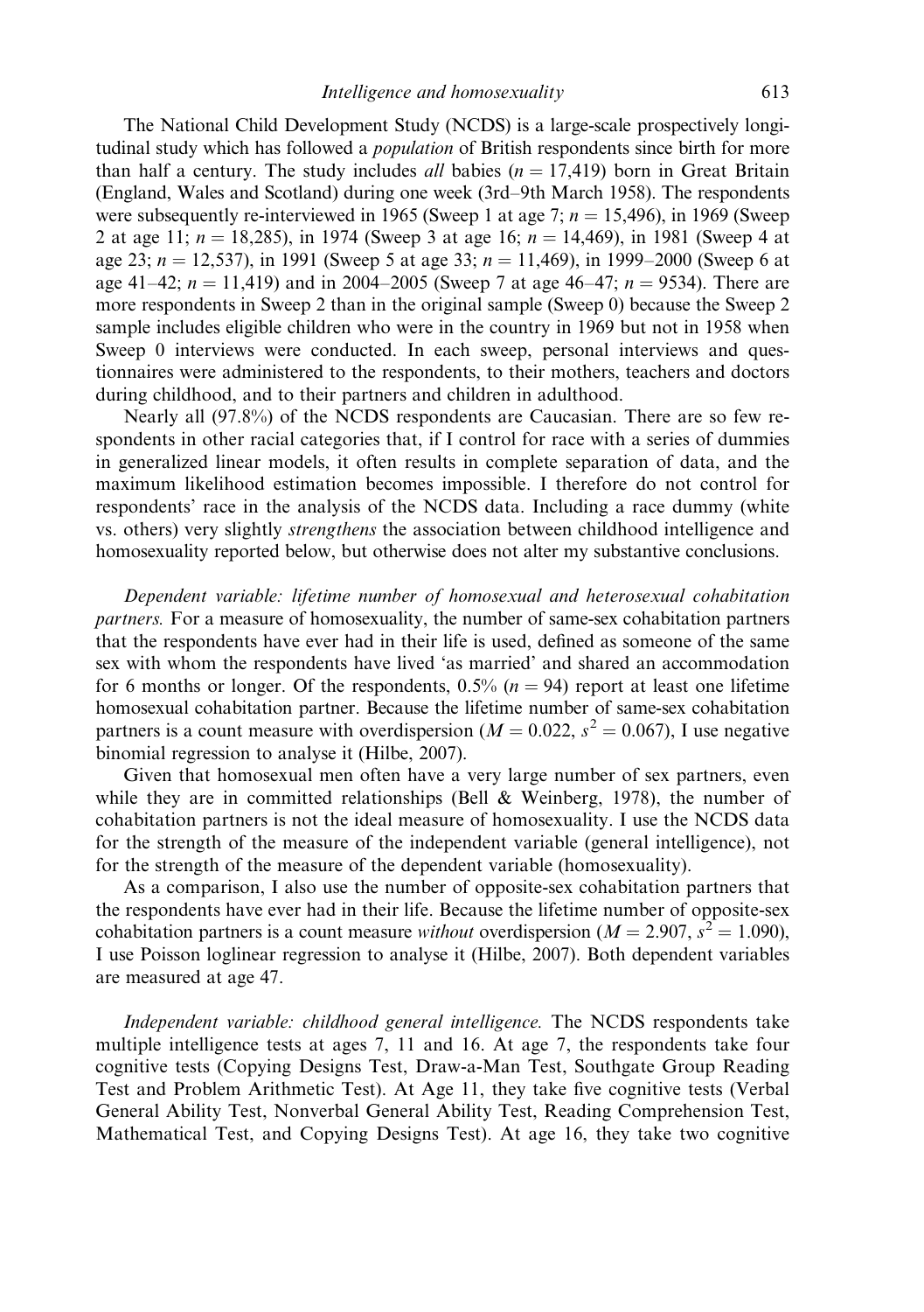The National Child Development Study (NCDS) is a large-scale prospectively longitudinal study which has followed a *population* of British respondents since birth for more than half a century. The study includes *all* babies ($n = 17{,}419$) born in Great Britain (England, Wales and Scotland) during one week (3rd–9th March 1958). The respondents were subsequently re-interviewed in 1965 (Sweep 1 at age 7; $n = 15{,}496$), in 1969 (Sweep 2 at age 11; $n = 18{,}285$), in 1974 (Sweep 3 at age 16; $n = 14{,}469$), in 1981 (Sweep 4 at age 23; $n = 12{,}537$), in 1991 (Sweep 5 at age 33; $n = 11{,}469$), in 1999–2000 (Sweep 6 at age 41–42; $n = 11{,}419$) and in 2004–2005 (Sweep 7 at age 46–47; $n = 9534$). There are more respondents in Sweep 2 than in the original sample (Sweep 0) because the Sweep 2 sample includes eligible children who were in the country in 1969 but not in 1958 when Sweep 0 interviews were conducted. In each sweep, personal interviews and questionnaires were administered to the respondents, to their mothers, teachers and doctors during childhood, and to their partners and children in adulthood.

Nearly all (97.8%) of the NCDS respondents are Caucasian. There are so few respondents in other racial categories that, if I control for race with a series of dummies in generalized linear models, it often results in complete separation of data, and the maximum likelihood estimation becomes impossible. I therefore do not control for respondents' race in the analysis of the NCDS data. Including a race dummy (white vs. others) very slightly *strengthens* the association between childhood intelligence and homosexuality reported below, but otherwise does not alter my substantive conclusions.

*Dependent variable: lifetime number of homosexual and heterosexual cohabitation partners.* For a measure of homosexuality, the number of same-sex cohabitation partners that the respondents have ever had in their life is used, defined as someone of the same sex with whom the respondents have lived 'as married' and shared an accommodation for 6 months or longer. Of the respondents, 0.5% ($n = 94$) report at least one lifetime homosexual cohabitation partner. Because the lifetime number of same-sex cohabitation partners is a count measure with overdispersion ($M = 0.022$, $s^2 = 0.067$), I use negative binomial regression to analyse it (Hilbe, 2007).

Given that homosexual men often have a very large number of sex partners, even while they are in committed relationships (Bell & Weinberg, 1978), the number of cohabitation partners is not the ideal measure of homosexuality. I use the NCDS data for the strength of the measure of the independent variable (general intelligence), not for the strength of the measure of the dependent variable (homosexuality).

As a comparison, I also use the number of opposite-sex cohabitation partners that the respondents have ever had in their life. Because the lifetime number of opposite-sex cohabitation partners is a count measure *without* overdispersion ($M = 2.907$, $s^2 = 1.090$), I use Poisson loglinear regression to analyse it (Hilbe, 2007). Both dependent variables are measured at age 47.

*Independent variable: childhood general intelligence.* The NCDS respondents take multiple intelligence tests at ages 7, 11 and 16. At age 7, the respondents take four cognitive tests (Copying Designs Test, Draw-a-Man Test, Southgate Group Reading Test and Problem Arithmetic Test). At Age 11, they take five cognitive tests (Verbal General Ability Test, Nonverbal General Ability Test, Reading Comprehension Test, Mathematical Test, and Copying Designs Test). At age 16, they take two cognitive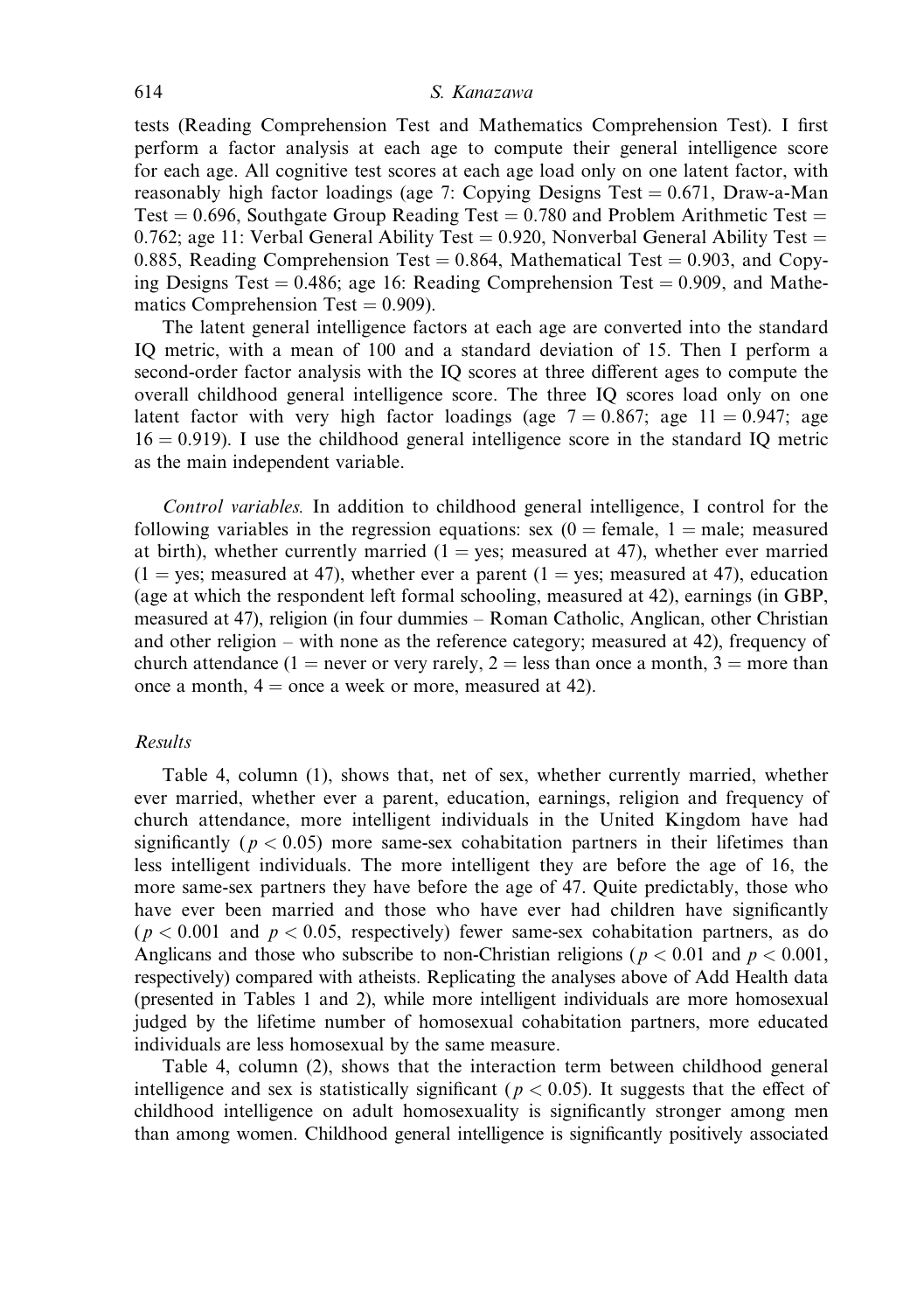tests (Reading Comprehension Test and Mathematics Comprehension Test). I first perform a factor analysis at each age to compute their general intelligence score for each age. All cognitive test scores at each age load only on one latent factor, with reasonably high factor loadings (age 7: Copying Designs Test = 0.671, Draw-a-Man Test = 0.696, Southgate Group Reading Test = 0.780 and Problem Arithmetic Test = 0.762; age 11: Verbal General Ability Test = 0.920, Nonverbal General Ability Test = 0.885, Reading Comprehension Test = 0.864, Mathematical Test = 0.903, and Copying Designs Test = 0.486; age 16: Reading Comprehension Test = 0.909, and Mathematics Comprehension Test = 0.909).

The latent general intelligence factors at each age are converted into the standard IQ metric, with a mean of 100 and a standard deviation of 15. Then I perform a second-order factor analysis with the IQ scores at three different ages to compute the overall childhood general intelligence score. The three IQ scores load only on one latent factor with very high factor loadings (age 7 = 0.867; age 11 = 0.947; age 16 = 0.919). I use the childhood general intelligence score in the standard IQ metric as the main independent variable.

*Control variables.* In addition to childhood general intelligence, I control for the following variables in the regression equations: sex (0 = female, 1 = male; measured at birth), whether currently married (1 = yes; measured at 47), whether ever married (1 = yes; measured at 47), whether ever a parent (1 = yes; measured at 47), education (age at which the respondent left formal schooling, measured at 42), earnings (in GBP, measured at 47), religion (in four dummies – Roman Catholic, Anglican, other Christian and other religion – with none as the reference category; measured at 42), frequency of church attendance (1 = never or very rarely, 2 = less than once a month, 3 = more than once a month, 4 = once a week or more, measured at 42).

### *Results*

Table 4, column (1), shows that, net of sex, whether currently married, whether ever married, whether ever a parent, education, earnings, religion and frequency of church attendance, more intelligent individuals in the United Kingdom have had significantly ($p < 0.05$) more same-sex cohabitation partners in their lifetimes than less intelligent individuals. The more intelligent they are before the age of 16, the more same-sex partners they have before the age of 47. Quite predictably, those who have ever been married and those who have ever had children have significantly ($p < 0.001$ and $p < 0.05$, respectively) fewer same-sex cohabitation partners, as do Anglicans and those who subscribe to non-Christian religions ($p < 0.01$ and $p < 0.001$, respectively) compared with atheists. Replicating the analyses above of Add Health data (presented in Tables 1 and 2), while more intelligent individuals are more homosexual judged by the lifetime number of homosexual cohabitation partners, more educated individuals are less homosexual by the same measure.

Table 4, column (2), shows that the interaction term between childhood general intelligence and sex is statistically significant ($p < 0.05$). It suggests that the effect of childhood intelligence on adult homosexuality is significantly stronger among men than among women. Childhood general intelligence is significantly positively associated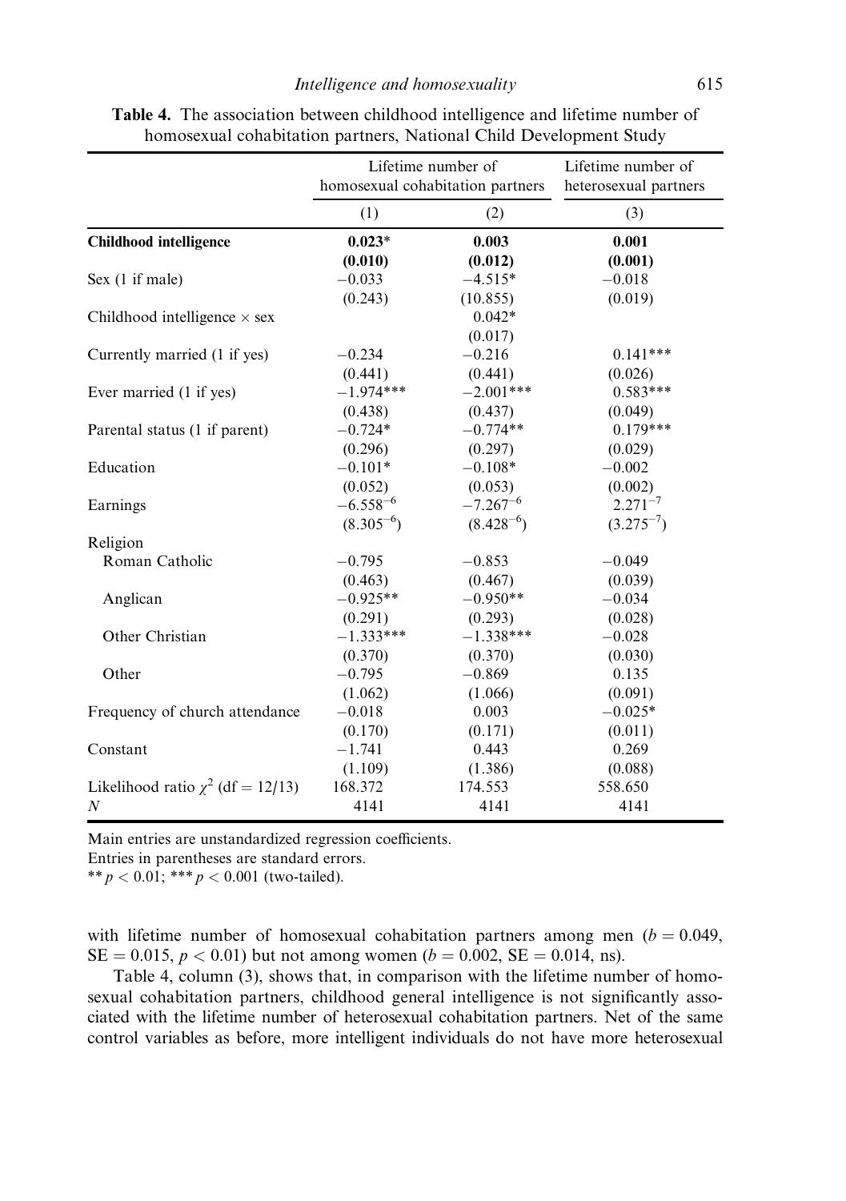**Table 4.** The association between childhood intelligence and lifetime number of homosexual cohabitation partners, National Child Development Study

| | Lifetime number of homosexual cohabitation partners | | Lifetime number of heterosexual partners |
|---|---|---|---|
| | (1) | (2) | (3) |
| **Childhood intelligence** | **0.023*** | **0.003** | **0.001** |
| | **(0.010)** | **(0.012)** | **(0.001)** |
| Sex (1 if male) | −0.033 | −4.515* | −0.018 |
| | (0.243) | (10.855) | (0.019) |
| Childhood intelligence × sex | | 0.042* | |
| | | (0.017) | |
| Currently married (1 if yes) | −0.234 | −0.216 | 0.141*** |
| | (0.441) | (0.441) | (0.026) |
| Ever married (1 if yes) | −1.974*** | −2.001*** | 0.583*** |
| | (0.438) | (0.437) | (0.049) |
| Parental status (1 if parent) | −0.724* | −0.774** | 0.179*** |
| | (0.296) | (0.297) | (0.029) |
| Education | −0.101* | −0.108* | −0.002 |
| | (0.052) | (0.053) | (0.002) |
| Earnings | $-6.558^{-6}$ | $-7.267^{-6}$ | $2.271^{-7}$ |
| | $(8.305^{-6})$ | $(8.428^{-6})$ | $(3.275^{-7})$ |
| Religion | | | |
| Roman Catholic | −0.795 | −0.853 | −0.049 |
| | (0.463) | (0.467) | (0.039) |
| Anglican | −0.925** | −0.950** | −0.034 |
| | (0.291) | (0.293) | (0.028) |
| Other Christian | −1.333*** | −1.338*** | −0.028 |
| | (0.370) | (0.370) | (0.030) |
| Other | −0.795 | −0.869 | 0.135 |
| | (1.062) | (1.066) | (0.091) |
| Frequency of church attendance | −0.018 | 0.003 | −0.025* |
| | (0.170) | (0.171) | (0.011) |
| Constant | −1.741 | 0.443 | 0.269 |
| | (1.109) | (1.386) | (0.088) |
| Likelihood ratio $\chi^2$ (df = 12/13) | 168.372 | 174.553 | 558.650 |
| $N$ | 4141 | 4141 | 4141 |

Main entries are unstandardized regression coefficients.
Entries in parentheses are standard errors.
** $p < 0.01$; *** $p < 0.001$ (two-tailed).

with lifetime number of homosexual cohabitation partners among men ($b = 0.049$, SE = 0.015, $p < 0.01$) but not among women ($b = 0.002$, SE = 0.014, ns).

Table 4, column (3), shows that, in comparison with the lifetime number of homosexual cohabitation partners, childhood general intelligence is not significantly associated with the lifetime number of heterosexual cohabitation partners. Net of the same control variables as before, more intelligent individuals do not have more heterosexual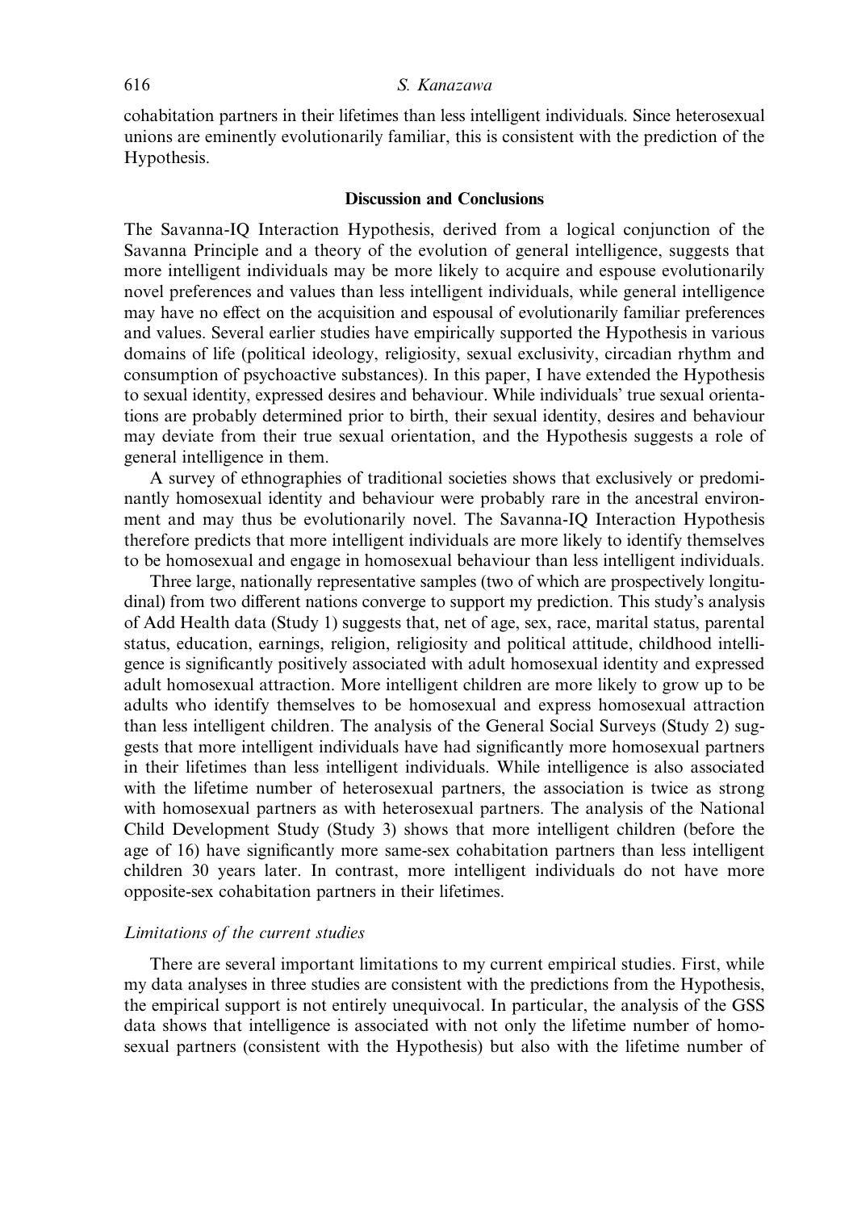cohabitation partners in their lifetimes than less intelligent individuals. Since heterosexual unions are eminently evolutionarily familiar, this is consistent with the prediction of the Hypothesis.

## Discussion and Conclusions

The Savanna-IQ Interaction Hypothesis, derived from a logical conjunction of the Savanna Principle and a theory of the evolution of general intelligence, suggests that more intelligent individuals may be more likely to acquire and espouse evolutionarily novel preferences and values than less intelligent individuals, while general intelligence may have no effect on the acquisition and espousal of evolutionarily familiar preferences and values. Several earlier studies have empirically supported the Hypothesis in various domains of life (political ideology, religiosity, sexual exclusivity, circadian rhythm and consumption of psychoactive substances). In this paper, I have extended the Hypothesis to sexual identity, expressed desires and behaviour. While individuals' true sexual orientations are probably determined prior to birth, their sexual identity, desires and behaviour may deviate from their true sexual orientation, and the Hypothesis suggests a role of general intelligence in them.

A survey of ethnographies of traditional societies shows that exclusively or predominantly homosexual identity and behaviour were probably rare in the ancestral environment and may thus be evolutionarily novel. The Savanna-IQ Interaction Hypothesis therefore predicts that more intelligent individuals are more likely to identify themselves to be homosexual and engage in homosexual behaviour than less intelligent individuals.

Three large, nationally representative samples (two of which are prospectively longitudinal) from two different nations converge to support my prediction. This study's analysis of Add Health data (Study 1) suggests that, net of age, sex, race, marital status, parental status, education, earnings, religion, religiosity and political attitude, childhood intelligence is significantly positively associated with adult homosexual identity and expressed adult homosexual attraction. More intelligent children are more likely to grow up to be adults who identify themselves to be homosexual and express homosexual attraction than less intelligent children. The analysis of the General Social Surveys (Study 2) suggests that more intelligent individuals have had significantly more homosexual partners in their lifetimes than less intelligent individuals. While intelligence is also associated with the lifetime number of heterosexual partners, the association is twice as strong with homosexual partners as with heterosexual partners. The analysis of the National Child Development Study (Study 3) shows that more intelligent children (before the age of 16) have significantly more same-sex cohabitation partners than less intelligent children 30 years later. In contrast, more intelligent individuals do not have more opposite-sex cohabitation partners in their lifetimes.

### *Limitations of the current studies*

There are several important limitations to my current empirical studies. First, while my data analyses in three studies are consistent with the predictions from the Hypothesis, the empirical support is not entirely unequivocal. In particular, the analysis of the GSS data shows that intelligence is associated with not only the lifetime number of homosexual partners (consistent with the Hypothesis) but also with the lifetime number of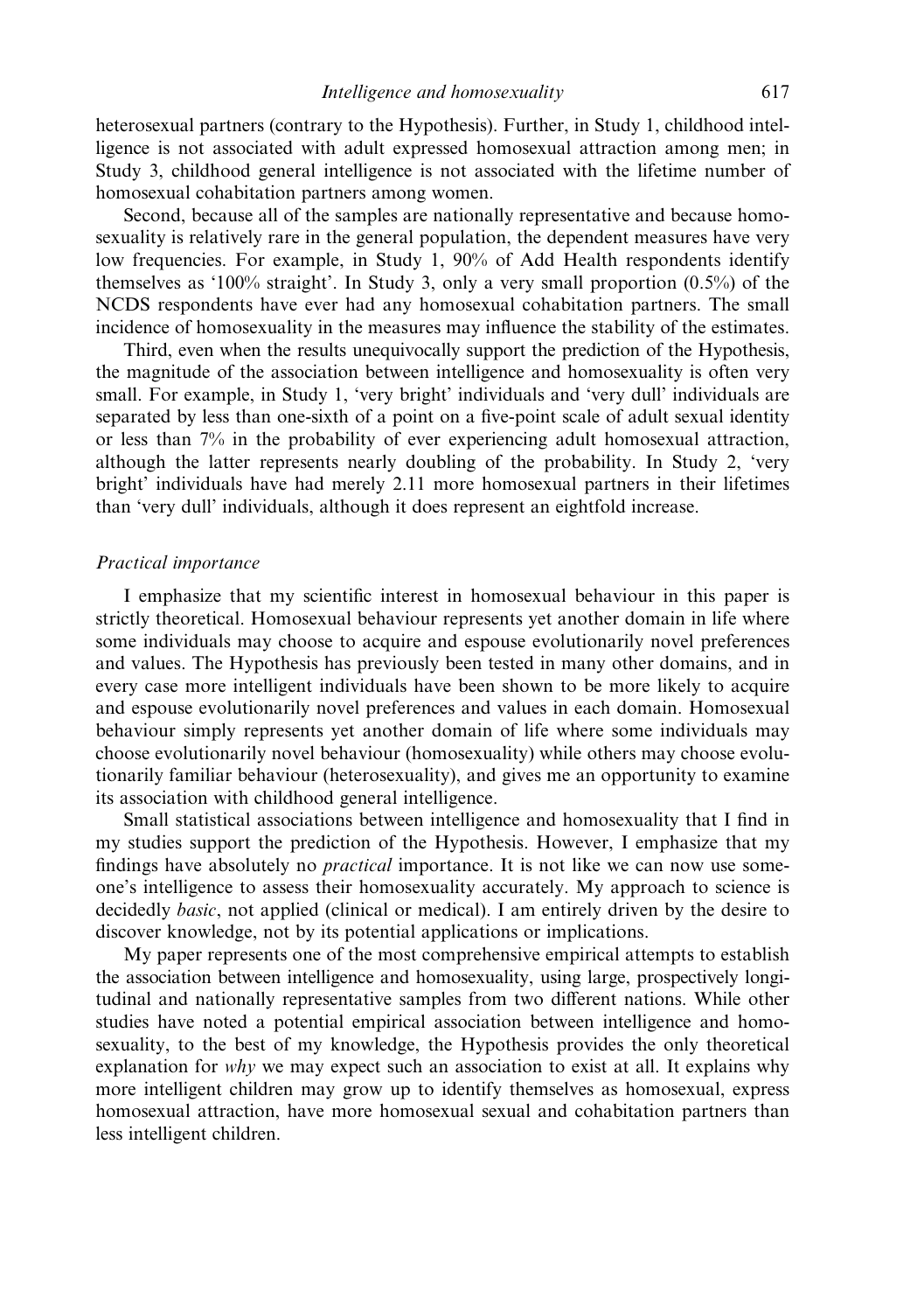heterosexual partners (contrary to the Hypothesis). Further, in Study 1, childhood intelligence is not associated with adult expressed homosexual attraction among men; in Study 3, childhood general intelligence is not associated with the lifetime number of homosexual cohabitation partners among women.

Second, because all of the samples are nationally representative and because homosexuality is relatively rare in the general population, the dependent measures have very low frequencies. For example, in Study 1, 90% of Add Health respondents identify themselves as '100% straight'. In Study 3, only a very small proportion (0.5%) of the NCDS respondents have ever had any homosexual cohabitation partners. The small incidence of homosexuality in the measures may influence the stability of the estimates.

Third, even when the results unequivocally support the prediction of the Hypothesis, the magnitude of the association between intelligence and homosexuality is often very small. For example, in Study 1, 'very bright' individuals and 'very dull' individuals are separated by less than one-sixth of a point on a five-point scale of adult sexual identity or less than 7% in the probability of ever experiencing adult homosexual attraction, although the latter represents nearly doubling of the probability. In Study 2, 'very bright' individuals have had merely 2.11 more homosexual partners in their lifetimes than 'very dull' individuals, although it does represent an eightfold increase.

### *Practical importance*

I emphasize that my scientific interest in homosexual behaviour in this paper is strictly theoretical. Homosexual behaviour represents yet another domain in life where some individuals may choose to acquire and espouse evolutionarily novel preferences and values. The Hypothesis has previously been tested in many other domains, and in every case more intelligent individuals have been shown to be more likely to acquire and espouse evolutionarily novel preferences and values in each domain. Homosexual behaviour simply represents yet another domain of life where some individuals may choose evolutionarily novel behaviour (homosexuality) while others may choose evolutionarily familiar behaviour (heterosexuality), and gives me an opportunity to examine its association with childhood general intelligence.

Small statistical associations between intelligence and homosexuality that I find in my studies support the prediction of the Hypothesis. However, I emphasize that my findings have absolutely no *practical* importance. It is not like we can now use someone's intelligence to assess their homosexuality accurately. My approach to science is decidedly *basic*, not applied (clinical or medical). I am entirely driven by the desire to discover knowledge, not by its potential applications or implications.

My paper represents one of the most comprehensive empirical attempts to establish the association between intelligence and homosexuality, using large, prospectively longitudinal and nationally representative samples from two different nations. While other studies have noted a potential empirical association between intelligence and homosexuality, to the best of my knowledge, the Hypothesis provides the only theoretical explanation for *why* we may expect such an association to exist at all. It explains why more intelligent children may grow up to identify themselves as homosexual, express homosexual attraction, have more homosexual sexual and cohabitation partners than less intelligent children.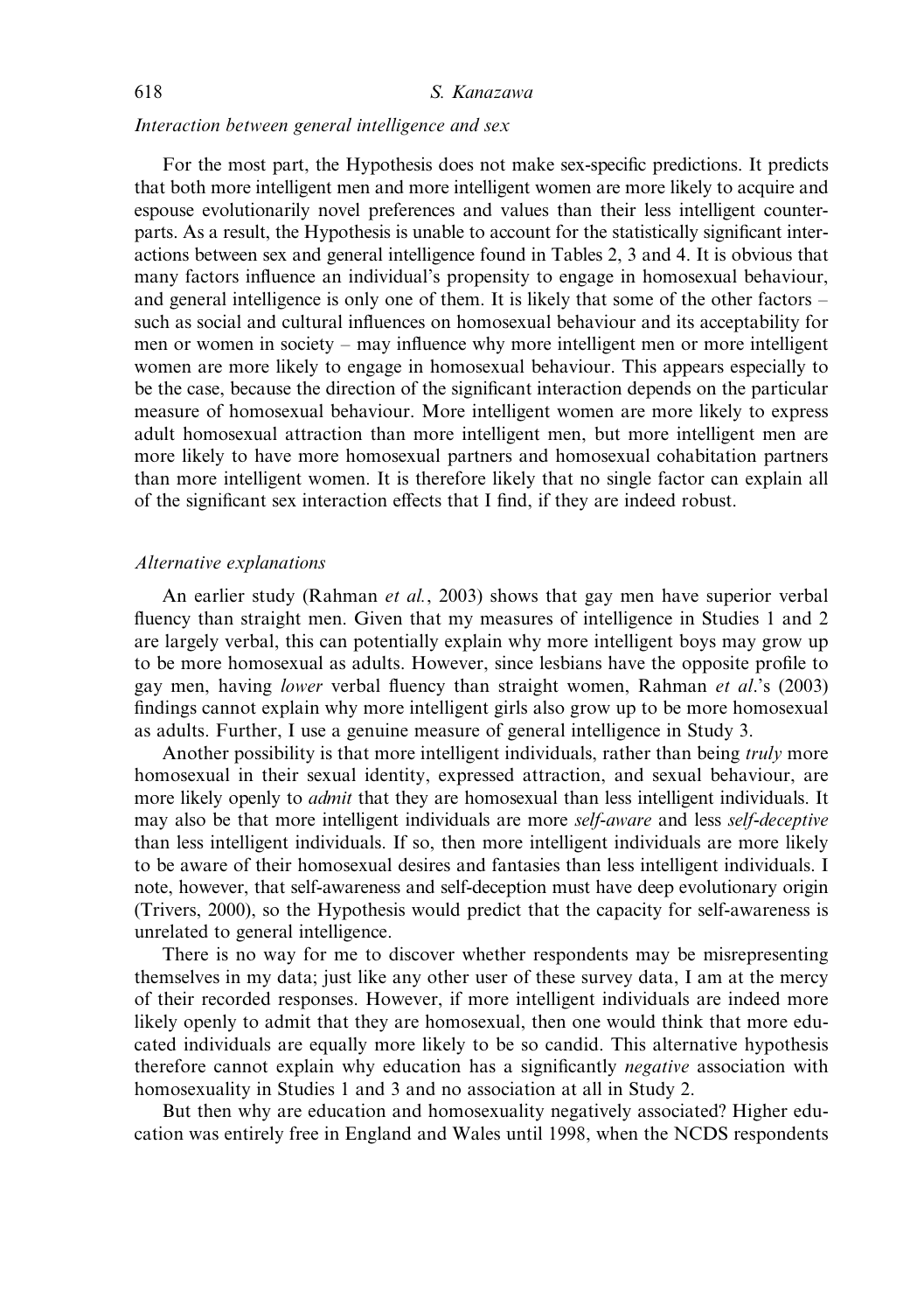*Interaction between general intelligence and sex*

For the most part, the Hypothesis does not make sex-specific predictions. It predicts that both more intelligent men and more intelligent women are more likely to acquire and espouse evolutionarily novel preferences and values than their less intelligent counterparts. As a result, the Hypothesis is unable to account for the statistically significant interactions between sex and general intelligence found in Tables 2, 3 and 4. It is obvious that many factors influence an individual's propensity to engage in homosexual behaviour, and general intelligence is only one of them. It is likely that some of the other factors – such as social and cultural influences on homosexual behaviour and its acceptability for men or women in society – may influence why more intelligent men or more intelligent women are more likely to engage in homosexual behaviour. This appears especially to be the case, because the direction of the significant interaction depends on the particular measure of homosexual behaviour. More intelligent women are more likely to express adult homosexual attraction than more intelligent men, but more intelligent men are more likely to have more homosexual partners and homosexual cohabitation partners than more intelligent women. It is therefore likely that no single factor can explain all of the significant sex interaction effects that I find, if they are indeed robust.

*Alternative explanations*

An earlier study (Rahman *et al.*, 2003) shows that gay men have superior verbal fluency than straight men. Given that my measures of intelligence in Studies 1 and 2 are largely verbal, this can potentially explain why more intelligent boys may grow up to be more homosexual as adults. However, since lesbians have the opposite profile to gay men, having *lower* verbal fluency than straight women, Rahman *et al.*'s (2003) findings cannot explain why more intelligent girls also grow up to be more homosexual as adults. Further, I use a genuine measure of general intelligence in Study 3.

Another possibility is that more intelligent individuals, rather than being *truly* more homosexual in their sexual identity, expressed attraction, and sexual behaviour, are more likely openly to *admit* that they are homosexual than less intelligent individuals. It may also be that more intelligent individuals are more *self-aware* and less *self-deceptive* than less intelligent individuals. If so, then more intelligent individuals are more likely to be aware of their homosexual desires and fantasies than less intelligent individuals. I note, however, that self-awareness and self-deception must have deep evolutionary origin (Trivers, 2000), so the Hypothesis would predict that the capacity for self-awareness is unrelated to general intelligence.

There is no way for me to discover whether respondents may be misrepresenting themselves in my data; just like any other user of these survey data, I am at the mercy of their recorded responses. However, if more intelligent individuals are indeed more likely openly to admit that they are homosexual, then one would think that more educated individuals are equally more likely to be so candid. This alternative hypothesis therefore cannot explain why education has a significantly *negative* association with homosexuality in Studies 1 and 3 and no association at all in Study 2.

But then why are education and homosexuality negatively associated? Higher education was entirely free in England and Wales until 1998, when the NCDS respondents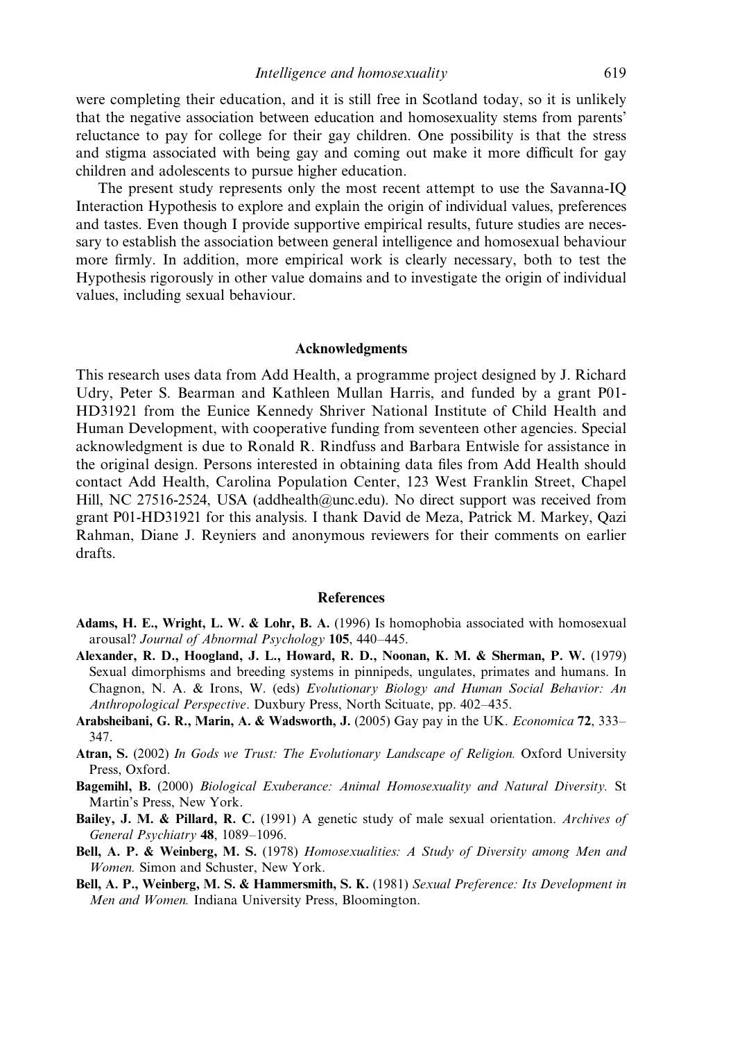were completing their education, and it is still free in Scotland today, so it is unlikely that the negative association between education and homosexuality stems from parents' reluctance to pay for college for their gay children. One possibility is that the stress and stigma associated with being gay and coming out make it more difficult for gay children and adolescents to pursue higher education.

The present study represents only the most recent attempt to use the Savanna-IQ Interaction Hypothesis to explore and explain the origin of individual values, preferences and tastes. Even though I provide supportive empirical results, future studies are necessary to establish the association between general intelligence and homosexual behaviour more firmly. In addition, more empirical work is clearly necessary, both to test the Hypothesis rigorously in other value domains and to investigate the origin of individual values, including sexual behaviour.

## Acknowledgments

This research uses data from Add Health, a programme project designed by J. Richard Udry, Peter S. Bearman and Kathleen Mullan Harris, and funded by a grant P01-HD31921 from the Eunice Kennedy Shriver National Institute of Child Health and Human Development, with cooperative funding from seventeen other agencies. Special acknowledgment is due to Ronald R. Rindfuss and Barbara Entwisle for assistance in the original design. Persons interested in obtaining data files from Add Health should contact Add Health, Carolina Population Center, 123 West Franklin Street, Chapel Hill, NC 27516-2524, USA (addhealth@unc.edu). No direct support was received from grant P01-HD31921 for this analysis. I thank David de Meza, Patrick M. Markey, Qazi Rahman, Diane J. Reyniers and anonymous reviewers for their comments on earlier drafts.

## References

**Adams, H. E., Wright, L. W. & Lohr, B. A.** (1996) Is homophobia associated with homosexual arousal? *Journal of Abnormal Psychology* **105**, 440–445.

**Alexander, R. D., Hoogland, J. L., Howard, R. D., Noonan, K. M. & Sherman, P. W.** (1979) Sexual dimorphisms and breeding systems in pinnipeds, ungulates, primates and humans. In Chagnon, N. A. & Irons, W. (eds) *Evolutionary Biology and Human Social Behavior: An Anthropological Perspective*. Duxbury Press, North Scituate, pp. 402–435.

**Arabsheibani, G. R., Marin, A. & Wadsworth, J.** (2005) Gay pay in the UK. *Economica* **72**, 333–347.

**Atran, S.** (2002) *In Gods we Trust: The Evolutionary Landscape of Religion.* Oxford University Press, Oxford.

**Bagemihl, B.** (2000) *Biological Exuberance: Animal Homosexuality and Natural Diversity.* St Martin's Press, New York.

**Bailey, J. M. & Pillard, R. C.** (1991) A genetic study of male sexual orientation. *Archives of General Psychiatry* **48**, 1089–1096.

**Bell, A. P. & Weinberg, M. S.** (1978) *Homosexualities: A Study of Diversity among Men and Women.* Simon and Schuster, New York.

**Bell, A. P., Weinberg, M. S. & Hammersmith, S. K.** (1981) *Sexual Preference: Its Development in Men and Women.* Indiana University Press, Bloomington.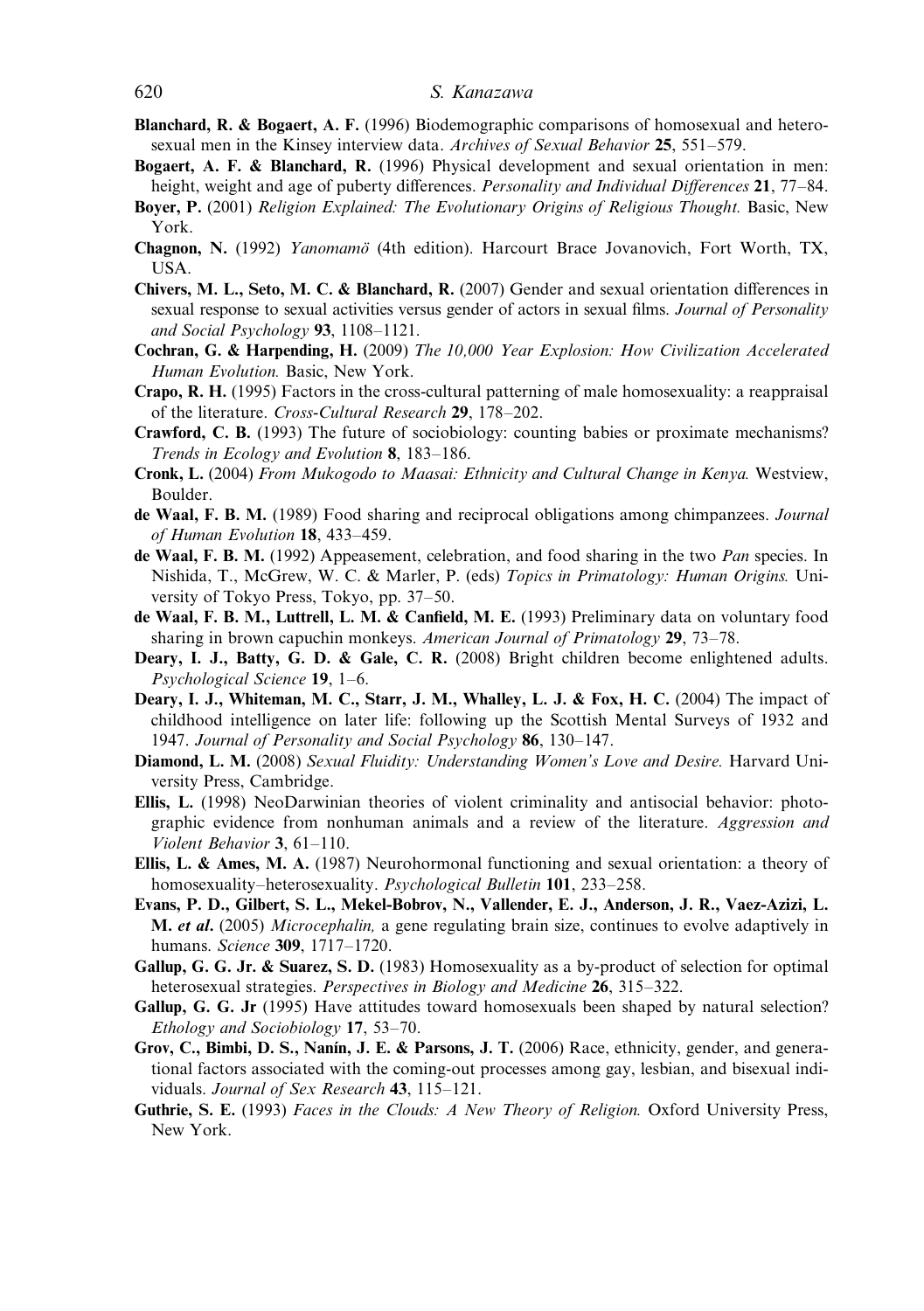**Blanchard, R. & Bogaert, A. F.** (1996) Biodemographic comparisons of homosexual and heterosexual men in the Kinsey interview data. *Archives of Sexual Behavior* **25**, 551–579.

**Bogaert, A. F. & Blanchard, R.** (1996) Physical development and sexual orientation in men: height, weight and age of puberty differences. *Personality and Individual Differences* **21**, 77–84.

**Boyer, P.** (2001) *Religion Explained: The Evolutionary Origins of Religious Thought.* Basic, New York.

**Chagnon, N.** (1992) *Yanomamö* (4th edition). Harcourt Brace Jovanovich, Fort Worth, TX, USA.

**Chivers, M. L., Seto, M. C. & Blanchard, R.** (2007) Gender and sexual orientation differences in sexual response to sexual activities versus gender of actors in sexual films. *Journal of Personality and Social Psychology* **93**, 1108–1121.

**Cochran, G. & Harpending, H.** (2009) *The 10,000 Year Explosion: How Civilization Accelerated Human Evolution.* Basic, New York.

**Crapo, R. H.** (1995) Factors in the cross-cultural patterning of male homosexuality: a reappraisal of the literature. *Cross-Cultural Research* **29**, 178–202.

**Crawford, C. B.** (1993) The future of sociobiology: counting babies or proximate mechanisms? *Trends in Ecology and Evolution* **8**, 183–186.

**Cronk, L.** (2004) *From Mukogodo to Maasai: Ethnicity and Cultural Change in Kenya.* Westview, Boulder.

**de Waal, F. B. M.** (1989) Food sharing and reciprocal obligations among chimpanzees. *Journal of Human Evolution* **18**, 433–459.

**de Waal, F. B. M.** (1992) Appeasement, celebration, and food sharing in the two *Pan* species. In Nishida, T., McGrew, W. C. & Marler, P. (eds) *Topics in Primatology: Human Origins.* University of Tokyo Press, Tokyo, pp. 37–50.

**de Waal, F. B. M., Luttrell, L. M. & Canfield, M. E.** (1993) Preliminary data on voluntary food sharing in brown capuchin monkeys. *American Journal of Primatology* **29**, 73–78.

**Deary, I. J., Batty, G. D. & Gale, C. R.** (2008) Bright children become enlightened adults. *Psychological Science* **19**, 1–6.

**Deary, I. J., Whiteman, M. C., Starr, J. M., Whalley, L. J. & Fox, H. C.** (2004) The impact of childhood intelligence on later life: following up the Scottish Mental Surveys of 1932 and 1947. *Journal of Personality and Social Psychology* **86**, 130–147.

**Diamond, L. M.** (2008) *Sexual Fluidity: Understanding Women's Love and Desire.* Harvard University Press, Cambridge.

**Ellis, L.** (1998) NeoDarwinian theories of violent criminality and antisocial behavior: photographic evidence from nonhuman animals and a review of the literature. *Aggression and Violent Behavior* **3**, 61–110.

**Ellis, L. & Ames, M. A.** (1987) Neurohormonal functioning and sexual orientation: a theory of homosexuality–heterosexuality. *Psychological Bulletin* **101**, 233–258.

**Evans, P. D., Gilbert, S. L., Mekel-Bobrov, N., Vallender, E. J., Anderson, J. R., Vaez-Azizi, L. M. *et al*.** (2005) *Microcephalin,* a gene regulating brain size, continues to evolve adaptively in humans. *Science* **309**, 1717–1720.

**Gallup, G. G. Jr. & Suarez, S. D.** (1983) Homosexuality as a by-product of selection for optimal heterosexual strategies. *Perspectives in Biology and Medicine* **26**, 315–322.

**Gallup, G. G. Jr** (1995) Have attitudes toward homosexuals been shaped by natural selection? *Ethology and Sociobiology* **17**, 53–70.

**Grov, C., Bimbi, D. S., Nanín, J. E. & Parsons, J. T.** (2006) Race, ethnicity, gender, and generational factors associated with the coming-out processes among gay, lesbian, and bisexual individuals. *Journal of Sex Research* **43**, 115–121.

**Guthrie, S. E.** (1993) *Faces in the Clouds: A New Theory of Religion.* Oxford University Press, New York.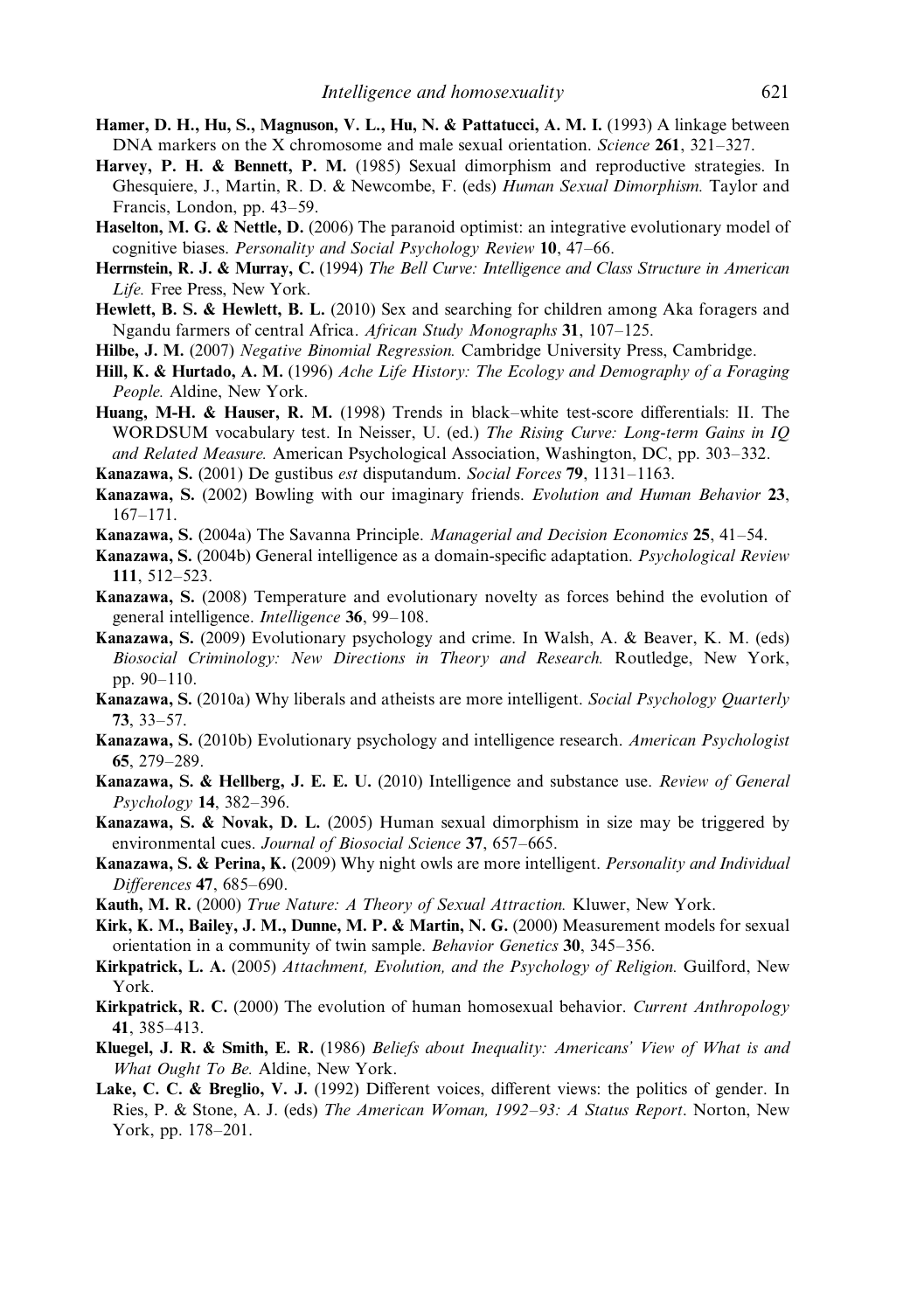**Hamer, D. H., Hu, S., Magnuson, V. L., Hu, N. & Pattatucci, A. M. I.** (1993) A linkage between DNA markers on the X chromosome and male sexual orientation. *Science* **261**, 321–327.

**Harvey, P. H. & Bennett, P. M.** (1985) Sexual dimorphism and reproductive strategies. In Ghesquiere, J., Martin, R. D. & Newcombe, F. (eds) *Human Sexual Dimorphism.* Taylor and Francis, London, pp. 43–59.

**Haselton, M. G. & Nettle, D.** (2006) The paranoid optimist: an integrative evolutionary model of cognitive biases. *Personality and Social Psychology Review* **10**, 47–66.

**Herrnstein, R. J. & Murray, C.** (1994) *The Bell Curve: Intelligence and Class Structure in American Life.* Free Press, New York.

**Hewlett, B. S. & Hewlett, B. L.** (2010) Sex and searching for children among Aka foragers and Ngandu farmers of central Africa. *African Study Monographs* **31**, 107–125.

**Hilbe, J. M.** (2007) *Negative Binomial Regression.* Cambridge University Press, Cambridge.

**Hill, K. & Hurtado, A. M.** (1996) *Ache Life History: The Ecology and Demography of a Foraging People.* Aldine, New York.

**Huang, M-H. & Hauser, R. M.** (1998) Trends in black–white test-score differentials: II. The WORDSUM vocabulary test. In Neisser, U. (ed.) *The Rising Curve: Long-term Gains in IQ and Related Measure.* American Psychological Association, Washington, DC, pp. 303–332.

**Kanazawa, S.** (2001) De gustibus *est* disputandum. *Social Forces* **79**, 1131–1163.

**Kanazawa, S.** (2002) Bowling with our imaginary friends. *Evolution and Human Behavior* **23**, 167–171.

**Kanazawa, S.** (2004a) The Savanna Principle. *Managerial and Decision Economics* **25**, 41–54.

**Kanazawa, S.** (2004b) General intelligence as a domain-specific adaptation. *Psychological Review* **111**, 512–523.

**Kanazawa, S.** (2008) Temperature and evolutionary novelty as forces behind the evolution of general intelligence. *Intelligence* **36**, 99–108.

**Kanazawa, S.** (2009) Evolutionary psychology and crime. In Walsh, A. & Beaver, K. M. (eds) *Biosocial Criminology: New Directions in Theory and Research.* Routledge, New York, pp. 90–110.

**Kanazawa, S.** (2010a) Why liberals and atheists are more intelligent. *Social Psychology Quarterly* **73**, 33–57.

**Kanazawa, S.** (2010b) Evolutionary psychology and intelligence research. *American Psychologist* **65**, 279–289.

**Kanazawa, S. & Hellberg, J. E. E. U.** (2010) Intelligence and substance use. *Review of General Psychology* **14**, 382–396.

**Kanazawa, S. & Novak, D. L.** (2005) Human sexual dimorphism in size may be triggered by environmental cues. *Journal of Biosocial Science* **37**, 657–665.

**Kanazawa, S. & Perina, K.** (2009) Why night owls are more intelligent. *Personality and Individual Differences* **47**, 685–690.

**Kauth, M. R.** (2000) *True Nature: A Theory of Sexual Attraction.* Kluwer, New York.

**Kirk, K. M., Bailey, J. M., Dunne, M. P. & Martin, N. G.** (2000) Measurement models for sexual orientation in a community of twin sample. *Behavior Genetics* **30**, 345–356.

**Kirkpatrick, L. A.** (2005) *Attachment, Evolution, and the Psychology of Religion.* Guilford, New York.

**Kirkpatrick, R. C.** (2000) The evolution of human homosexual behavior. *Current Anthropology* **41**, 385–413.

**Kluegel, J. R. & Smith, E. R.** (1986) *Beliefs about Inequality: Americans' View of What is and What Ought To Be.* Aldine, New York.

**Lake, C. C. & Breglio, V. J.** (1992) Different voices, different views: the politics of gender. In Ries, P. & Stone, A. J. (eds) *The American Woman, 1992–93: A Status Report*. Norton, New York, pp. 178–201.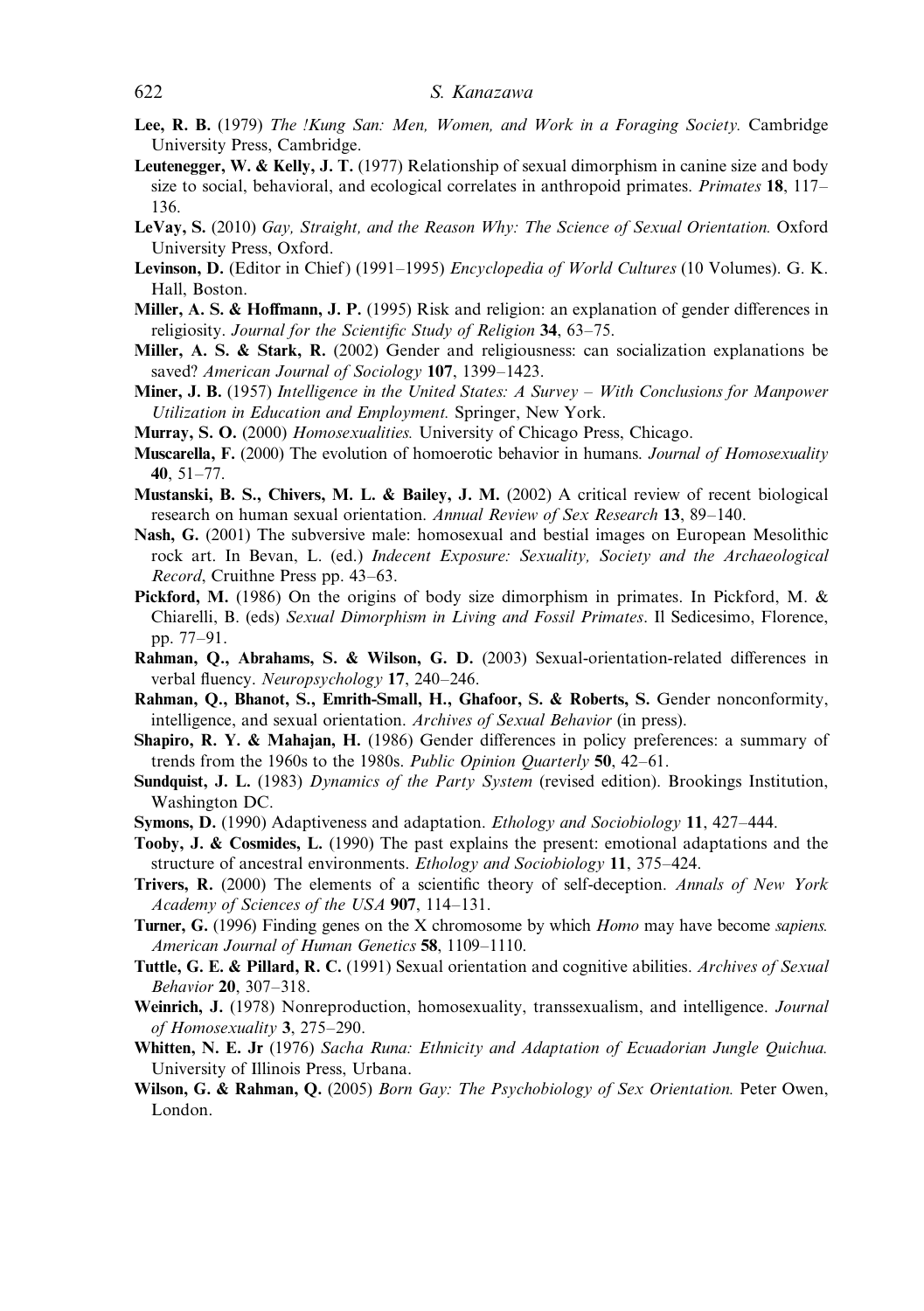**Lee, R. B.** (1979) *The !Kung San: Men, Women, and Work in a Foraging Society.* Cambridge University Press, Cambridge.

**Leutenegger, W. & Kelly, J. T.** (1977) Relationship of sexual dimorphism in canine size and body size to social, behavioral, and ecological correlates in anthropoid primates. *Primates* **18**, 117–136.

**LeVay, S.** (2010) *Gay, Straight, and the Reason Why: The Science of Sexual Orientation.* Oxford University Press, Oxford.

**Levinson, D.** (Editor in Chief) (1991–1995) *Encyclopedia of World Cultures* (10 Volumes). G. K. Hall, Boston.

**Miller, A. S. & Hoffmann, J. P.** (1995) Risk and religion: an explanation of gender differences in religiosity. *Journal for the Scientific Study of Religion* **34**, 63–75.

**Miller, A. S. & Stark, R.** (2002) Gender and religiousness: can socialization explanations be saved? *American Journal of Sociology* **107**, 1399–1423.

**Miner, J. B.** (1957) *Intelligence in the United States: A Survey – With Conclusions for Manpower Utilization in Education and Employment.* Springer, New York.

**Murray, S. O.** (2000) *Homosexualities.* University of Chicago Press, Chicago.

**Muscarella, F.** (2000) The evolution of homoerotic behavior in humans. *Journal of Homosexuality* **40**, 51–77.

**Mustanski, B. S., Chivers, M. L. & Bailey, J. M.** (2002) A critical review of recent biological research on human sexual orientation. *Annual Review of Sex Research* **13**, 89–140.

**Nash, G.** (2001) The subversive male: homosexual and bestial images on European Mesolithic rock art. In Bevan, L. (ed.) *Indecent Exposure: Sexuality, Society and the Archaeological Record*, Cruithne Press pp. 43–63.

**Pickford, M.** (1986) On the origins of body size dimorphism in primates. In Pickford, M. & Chiarelli, B. (eds) *Sexual Dimorphism in Living and Fossil Primates*. Il Sedicesimo, Florence, pp. 77–91.

**Rahman, Q., Abrahams, S. & Wilson, G. D.** (2003) Sexual-orientation-related differences in verbal fluency. *Neuropsychology* **17**, 240–246.

**Rahman, Q., Bhanot, S., Emrith-Small, H., Ghafoor, S. & Roberts, S.** Gender nonconformity, intelligence, and sexual orientation. *Archives of Sexual Behavior* (in press).

**Shapiro, R. Y. & Mahajan, H.** (1986) Gender differences in policy preferences: a summary of trends from the 1960s to the 1980s. *Public Opinion Quarterly* **50**, 42–61.

**Sundquist, J. L.** (1983) *Dynamics of the Party System* (revised edition). Brookings Institution, Washington DC.

**Symons, D.** (1990) Adaptiveness and adaptation. *Ethology and Sociobiology* **11**, 427–444.

**Tooby, J. & Cosmides, L.** (1990) The past explains the present: emotional adaptations and the structure of ancestral environments. *Ethology and Sociobiology* **11**, 375–424.

**Trivers, R.** (2000) The elements of a scientific theory of self-deception. *Annals of New York Academy of Sciences of the USA* **907**, 114–131.

**Turner, G.** (1996) Finding genes on the X chromosome by which *Homo* may have become *sapiens.* *American Journal of Human Genetics* **58**, 1109–1110.

**Tuttle, G. E. & Pillard, R. C.** (1991) Sexual orientation and cognitive abilities. *Archives of Sexual Behavior* **20**, 307–318.

**Weinrich, J.** (1978) Nonreproduction, homosexuality, transsexualism, and intelligence. *Journal of Homosexuality* **3**, 275–290.

**Whitten, N. E. Jr** (1976) *Sacha Runa: Ethnicity and Adaptation of Ecuadorian Jungle Quichua.* University of Illinois Press, Urbana.

**Wilson, G. & Rahman, Q.** (2005) *Born Gay: The Psychobiology of Sex Orientation.* Peter Owen, London.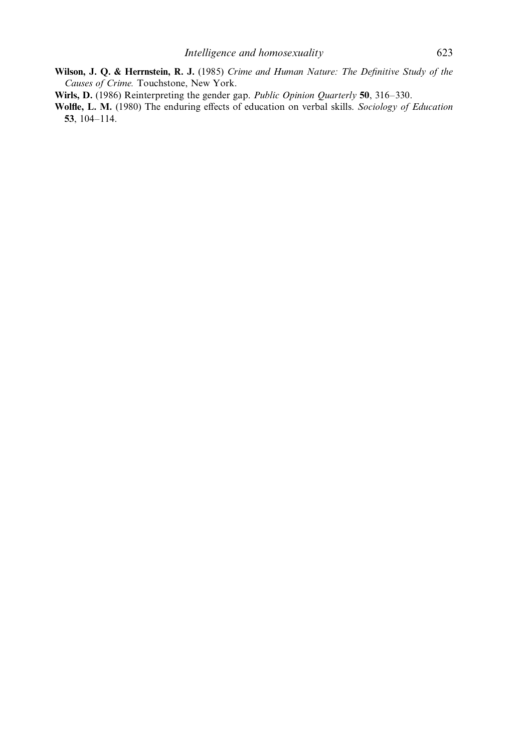**Wilson, J. Q. & Herrnstein, R. J.** (1985) *Crime and Human Nature: The Definitive Study of the Causes of Crime.* Touchstone, New York.

**Wirls, D.** (1986) Reinterpreting the gender gap. *Public Opinion Quarterly* **50**, 316–330.

**Wolfle, L. M.** (1980) The enduring effects of education on verbal skills. *Sociology of Education* **53**, 104–114.